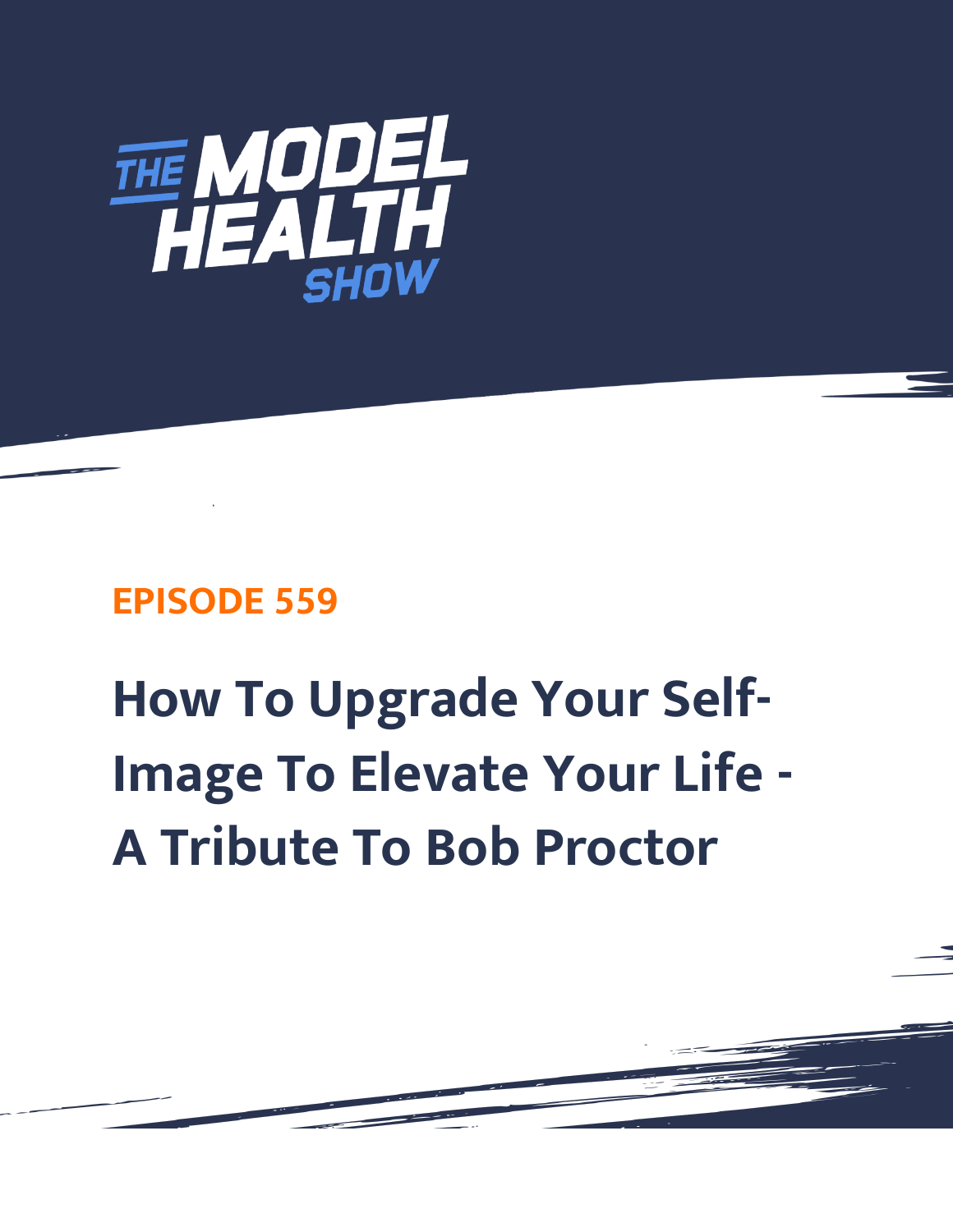THE MODEL HEALTH SHOW

**EPISODE 559**

# How To Upgrade Your Self-Image To Elevate Your Life - A Tribute To Bob Proctor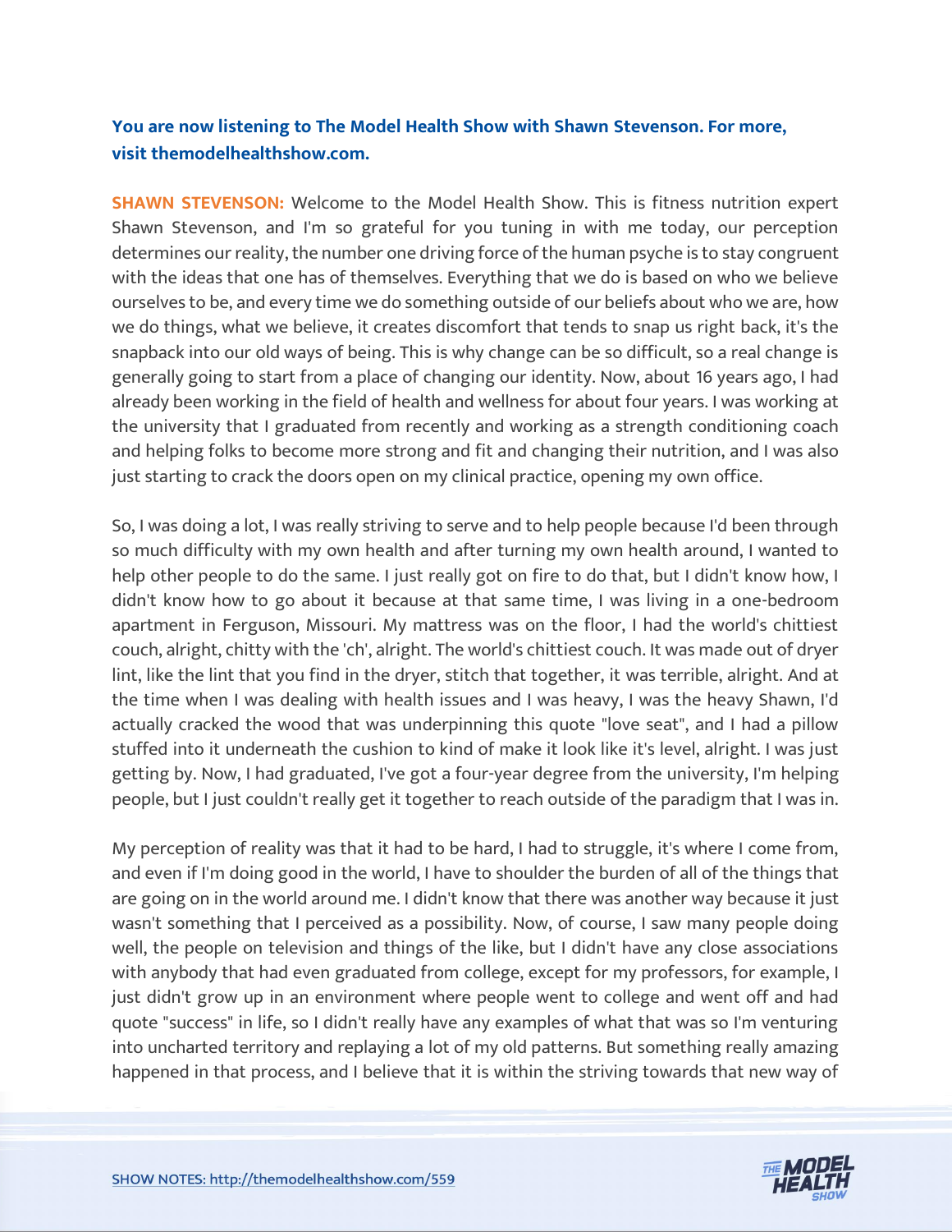**You are now listening to The Model Health Show with Shawn Stevenson. For more, visit themodelhealthshow.com.**

**SHAWN STEVENSON:** Welcome to the Model Health Show. This is fitness nutrition expert Shawn Stevenson, and I'm so grateful for you tuning in with me today, our perception determines our reality, the number one driving force of the human psyche is to stay congruent with the ideas that one has of themselves. Everything that we do is based on who we believe ourselves to be, and every time we do something outside of our beliefs about who we are, how we do things, what we believe, it creates discomfort that tends to snap us right back, it's the snapback into our old ways of being. This is why change can be so difficult, so a real change is generally going to start from a place of changing our identity. Now, about 16 years ago, I had already been working in the field of health and wellness for about four years. I was working at the university that I graduated from recently and working as a strength conditioning coach and helping folks to become more strong and fit and changing their nutrition, and I was also just starting to crack the doors open on my clinical practice, opening my own office.

So, I was doing a lot, I was really striving to serve and to help people because I'd been through so much difficulty with my own health and after turning my own health around, I wanted to help other people to do the same. I just really got on fire to do that, but I didn't know how, I didn't know how to go about it because at that same time, I was living in a one-bedroom apartment in Ferguson, Missouri. My mattress was on the floor, I had the world's chittiest couch, alright, chitty with the 'ch', alright. The world's chittiest couch. It was made out of dryer lint, like the lint that you find in the dryer, stitch that together, it was terrible, alright. And at the time when I was dealing with health issues and I was heavy, I was the heavy Shawn, I'd actually cracked the wood that was underpinning this quote "love seat", and I had a pillow stuffed into it underneath the cushion to kind of make it look like it's level, alright. I was just getting by. Now, I had graduated, I've got a four-year degree from the university, I'm helping people, but I just couldn't really get it together to reach outside of the paradigm that I was in.

My perception of reality was that it had to be hard, I had to struggle, it's where I come from, and even if I'm doing good in the world, I have to shoulder the burden of all of the things that are going on in the world around me. I didn't know that there was another way because it just wasn't something that I perceived as a possibility. Now, of course, I saw many people doing well, the people on television and things of the like, but I didn't have any close associations with anybody that had even graduated from college, except for my professors, for example, I just didn't grow up in an environment where people went to college and went off and had quote "success" in life, so I didn't really have any examples of what that was so I'm venturing into uncharted territory and replaying a lot of my old patterns. But something really amazing happened in that process, and I believe that it is within the striving towards that new way of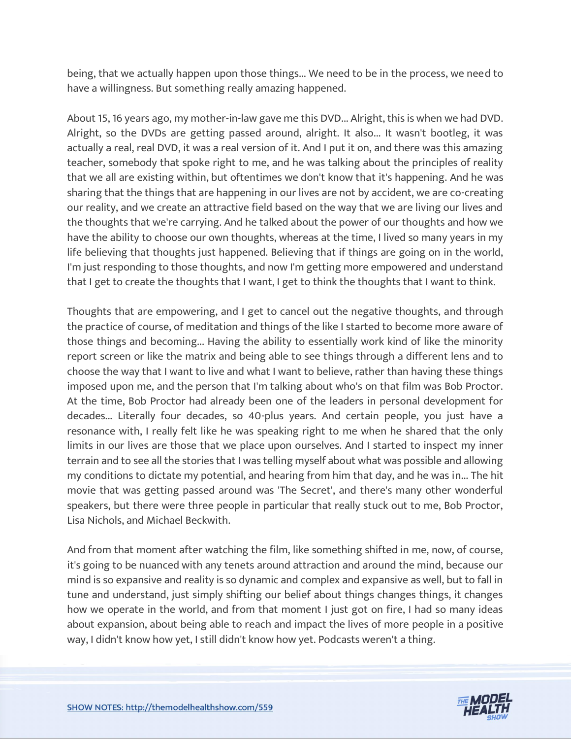being, that we actually happen upon those things... We need to be in the process, we need to have a willingness. But something really amazing happened.

About 15, 16 years ago, my mother-in-law gave me this DVD... Alright, this is when we had DVD. Alright, so the DVDs are getting passed around, alright. It also... It wasn't bootleg, it was actually a real, real DVD, it was a real version of it. And I put it on, and there was this amazing teacher, somebody that spoke right to me, and he was talking about the principles of reality that we all are existing within, but oftentimes we don't know that it's happening. And he was sharing that the things that are happening in our lives are not by accident, we are co-creating our reality, and we create an attractive field based on the way that we are living our lives and the thoughts that we're carrying. And he talked about the power of our thoughts and how we have the ability to choose our own thoughts, whereas at the time, I lived so many years in my life believing that thoughts just happened. Believing that if things are going on in the world, I'm just responding to those thoughts, and now I'm getting more empowered and understand that I get to create the thoughts that I want, I get to think the thoughts that I want to think.

Thoughts that are empowering, and I get to cancel out the negative thoughts, and through the practice of course, of meditation and things of the like I started to become more aware of those things and becoming... Having the ability to essentially work kind of like the minority report screen or like the matrix and being able to see things through a different lens and to choose the way that I want to live and what I want to believe, rather than having these things imposed upon me, and the person that I'm talking about who's on that film was Bob Proctor. At the time, Bob Proctor had already been one of the leaders in personal development for decades... Literally four decades, so 40-plus years. And certain people, you just have a resonance with, I really felt like he was speaking right to me when he shared that the only limits in our lives are those that we place upon ourselves. And I started to inspect my inner terrain and to see all the stories that I was telling myself about what was possible and allowing my conditions to dictate my potential, and hearing from him that day, and he was in... The hit movie that was getting passed around was 'The Secret', and there's many other wonderful speakers, but there were three people in particular that really stuck out to me, Bob Proctor, Lisa Nichols, and Michael Beckwith.

And from that moment after watching the film, like something shifted in me, now, of course, it's going to be nuanced with any tenets around attraction and around the mind, because our mind is so expansive and reality is so dynamic and complex and expansive as well, but to fall in tune and understand, just simply shifting our belief about things changes things, it changes how we operate in the world, and from that moment I just got on fire, I had so many ideas about expansion, about being able to reach and impact the lives of more people in a positive way, I didn't know how yet, I still didn't know how yet. Podcasts weren't a thing.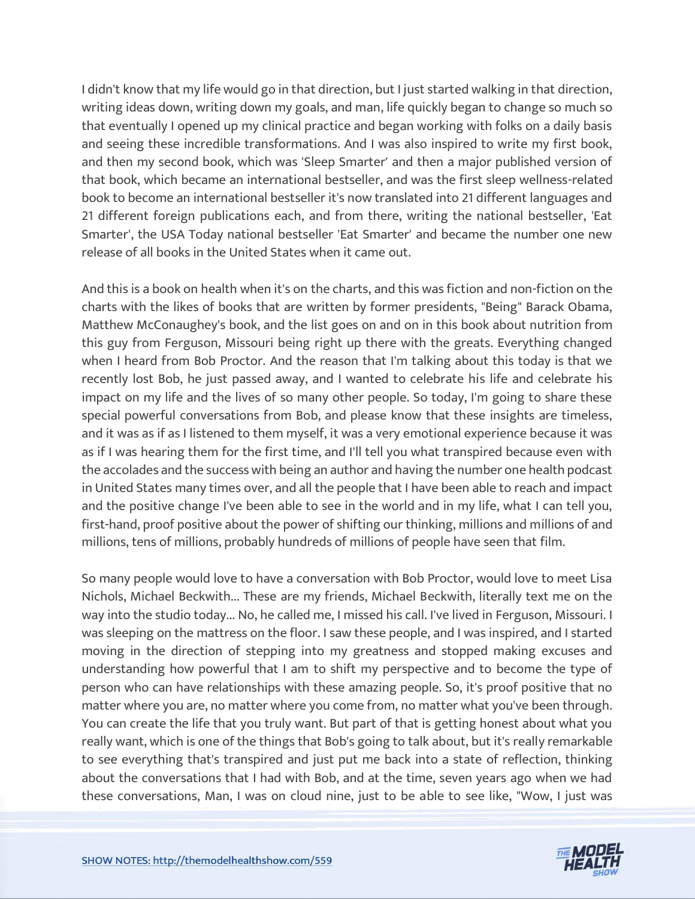I didn't know that my life would go in that direction, but I just started walking in that direction, writing ideas down, writing down my goals, and man, life quickly began to change so much so that eventually I opened up my clinical practice and began working with folks on a daily basis and seeing these incredible transformations. And I was also inspired to write my first book, and then my second book, which was 'Sleep Smarter' and then a major published version of that book, which became an international bestseller, and was the first sleep wellness-related book to become an international bestseller it's now translated into 21 different languages and 21 different foreign publications each, and from there, writing the national bestseller, 'Eat Smarter', the USA Today national bestseller 'Eat Smarter' and became the number one new release of all books in the United States when it came out.

And this is a book on health when it's on the charts, and this was fiction and non-fiction on the charts with the likes of books that are written by former presidents, "Being" Barack Obama, Matthew McConaughey's book, and the list goes on and on in this book about nutrition from this guy from Ferguson, Missouri being right up there with the greats. Everything changed when I heard from Bob Proctor. And the reason that I'm talking about this today is that we recently lost Bob, he just passed away, and I wanted to celebrate his life and celebrate his impact on my life and the lives of so many other people. So today, I'm going to share these special powerful conversations from Bob, and please know that these insights are timeless, and it was as if as I listened to them myself, it was a very emotional experience because it was as if I was hearing them for the first time, and I'll tell you what transpired because even with the accolades and the success with being an author and having the number one health podcast in United States many times over, and all the people that I have been able to reach and impact and the positive change I've been able to see in the world and in my life, what I can tell you, first-hand, proof positive about the power of shifting our thinking, millions and millions of and millions, tens of millions, probably hundreds of millions of people have seen that film.

So many people would love to have a conversation with Bob Proctor, would love to meet Lisa Nichols, Michael Beckwith... These are my friends, Michael Beckwith, literally text me on the way into the studio today... No, he called me, I missed his call. I've lived in Ferguson, Missouri. I was sleeping on the mattress on the floor. I saw these people, and I was inspired, and I started moving in the direction of stepping into my greatness and stopped making excuses and understanding how powerful that I am to shift my perspective and to become the type of person who can have relationships with these amazing people. So, it's proof positive that no matter where you are, no matter where you come from, no matter what you've been through. You can create the life that you truly want. But part of that is getting honest about what you really want, which is one of the things that Bob's going to talk about, but it's really remarkable to see everything that's transpired and just put me back into a state of reflection, thinking about the conversations that I had with Bob, and at the time, seven years ago when we had these conversations, Man, I was on cloud nine, just to be able to see like, "Wow, I just was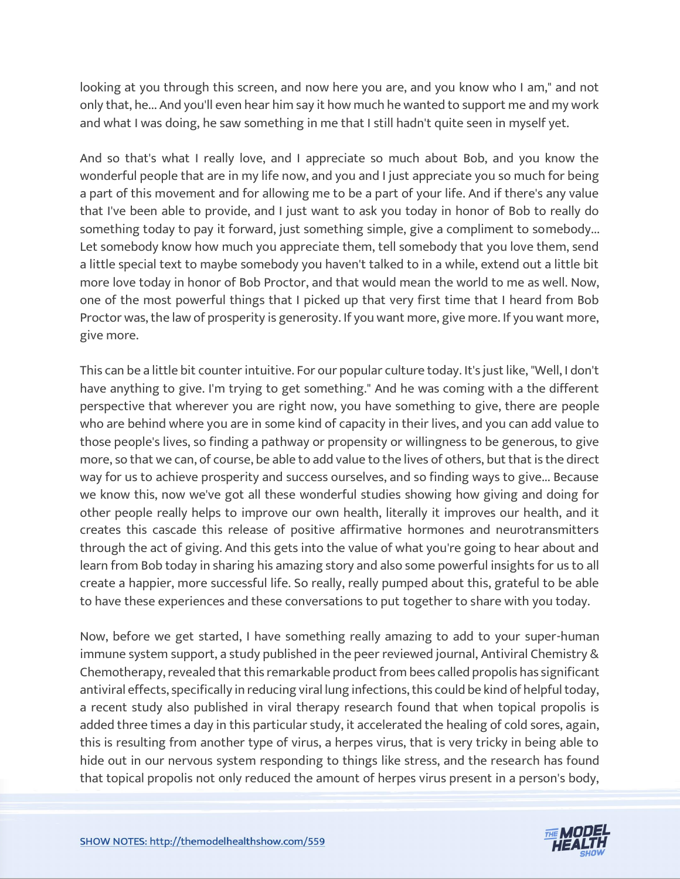looking at you through this screen, and now here you are, and you know who I am," and not only that, he... And you'll even hear him say it how much he wanted to support me and my work and what I was doing, he saw something in me that I still hadn't quite seen in myself yet.

And so that's what I really love, and I appreciate so much about Bob, and you know the wonderful people that are in my life now, and you and I just appreciate you so much for being a part of this movement and for allowing me to be a part of your life. And if there's any value that I've been able to provide, and I just want to ask you today in honor of Bob to really do something today to pay it forward, just something simple, give a compliment to somebody... Let somebody know how much you appreciate them, tell somebody that you love them, send a little special text to maybe somebody you haven't talked to in a while, extend out a little bit more love today in honor of Bob Proctor, and that would mean the world to me as well. Now, one of the most powerful things that I picked up that very first time that I heard from Bob Proctor was, the law of prosperity is generosity. If you want more, give more. If you want more, give more.

This can be a little bit counter intuitive. For our popular culture today. It's just like, "Well, I don't have anything to give. I'm trying to get something." And he was coming with a the different perspective that wherever you are right now, you have something to give, there are people who are behind where you are in some kind of capacity in their lives, and you can add value to those people's lives, so finding a pathway or propensity or willingness to be generous, to give more, so that we can, of course, be able to add value to the lives of others, but that is the direct way for us to achieve prosperity and success ourselves, and so finding ways to give... Because we know this, now we've got all these wonderful studies showing how giving and doing for other people really helps to improve our own health, literally it improves our health, and it creates this cascade this release of positive affirmative hormones and neurotransmitters through the act of giving. And this gets into the value of what you're going to hear about and learn from Bob today in sharing his amazing story and also some powerful insights for us to all create a happier, more successful life. So really, really pumped about this, grateful to be able to have these experiences and these conversations to put together to share with you today.

Now, before we get started, I have something really amazing to add to your super-human immune system support, a study published in the peer reviewed journal, Antiviral Chemistry & Chemotherapy, revealed that this remarkable product from bees called propolis has significant antiviral effects, specifically in reducing viral lung infections, this could be kind of helpful today, a recent study also published in viral therapy research found that when topical propolis is added three times a day in this particular study, it accelerated the healing of cold sores, again, this is resulting from another type of virus, a herpes virus, that is very tricky in being able to hide out in our nervous system responding to things like stress, and the research has found that topical propolis not only reduced the amount of herpes virus present in a person's body,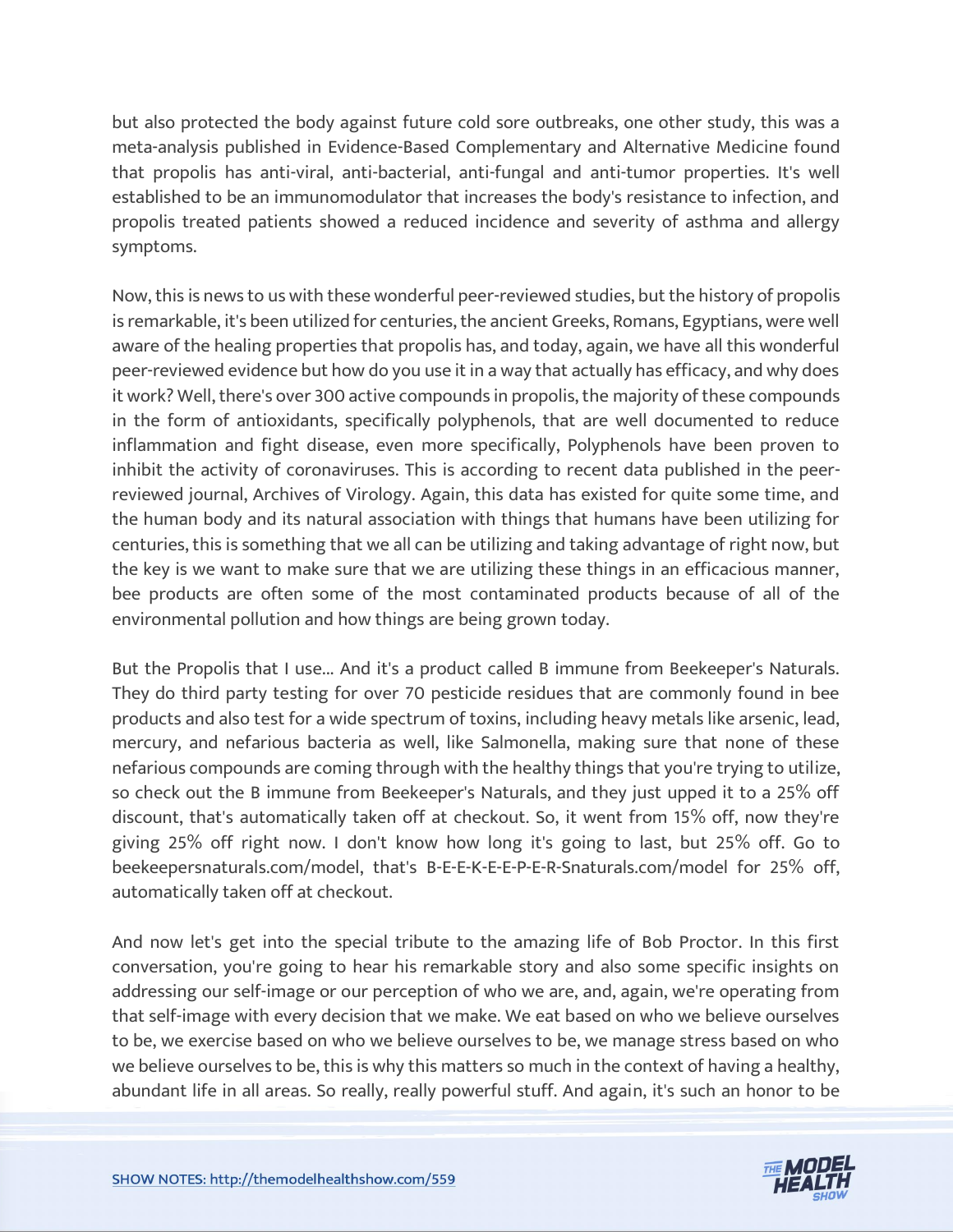but also protected the body against future cold sore outbreaks, one other study, this was a meta-analysis published in Evidence-Based Complementary and Alternative Medicine found that propolis has anti-viral, anti-bacterial, anti-fungal and anti-tumor properties. It's well established to be an immunomodulator that increases the body's resistance to infection, and propolis treated patients showed a reduced incidence and severity of asthma and allergy symptoms.

Now, this is news to us with these wonderful peer-reviewed studies, but the history of propolis is remarkable, it's been utilized for centuries, the ancient Greeks, Romans, Egyptians, were well aware of the healing properties that propolis has, and today, again, we have all this wonderful peer-reviewed evidence but how do you use it in a way that actually has efficacy, and why does it work? Well, there's over 300 active compounds in propolis, the majority of these compounds in the form of antioxidants, specifically polyphenols, that are well documented to reduce inflammation and fight disease, even more specifically, Polyphenols have been proven to inhibit the activity of coronaviruses. This is according to recent data published in the peer-reviewed journal, Archives of Virology. Again, this data has existed for quite some time, and the human body and its natural association with things that humans have been utilizing for centuries, this is something that we all can be utilizing and taking advantage of right now, but the key is we want to make sure that we are utilizing these things in an efficacious manner, bee products are often some of the most contaminated products because of all of the environmental pollution and how things are being grown today.

But the Propolis that I use... And it's a product called B immune from Beekeeper's Naturals. They do third party testing for over 70 pesticide residues that are commonly found in bee products and also test for a wide spectrum of toxins, including heavy metals like arsenic, lead, mercury, and nefarious bacteria as well, like Salmonella, making sure that none of these nefarious compounds are coming through with the healthy things that you're trying to utilize, so check out the B immune from Beekeeper's Naturals, and they just upped it to a 25% off discount, that's automatically taken off at checkout. So, it went from 15% off, now they're giving 25% off right now. I don't know how long it's going to last, but 25% off. Go to beekeepersnaturals.com/model, that's B-E-E-K-E-E-P-E-R-Snaturals.com/model for 25% off, automatically taken off at checkout.

And now let's get into the special tribute to the amazing life of Bob Proctor. In this first conversation, you're going to hear his remarkable story and also some specific insights on addressing our self-image or our perception of who we are, and, again, we're operating from that self-image with every decision that we make. We eat based on who we believe ourselves to be, we exercise based on who we believe ourselves to be, we manage stress based on who we believe ourselves to be, this is why this matters so much in the context of having a healthy, abundant life in all areas. So really, really powerful stuff. And again, it's such an honor to be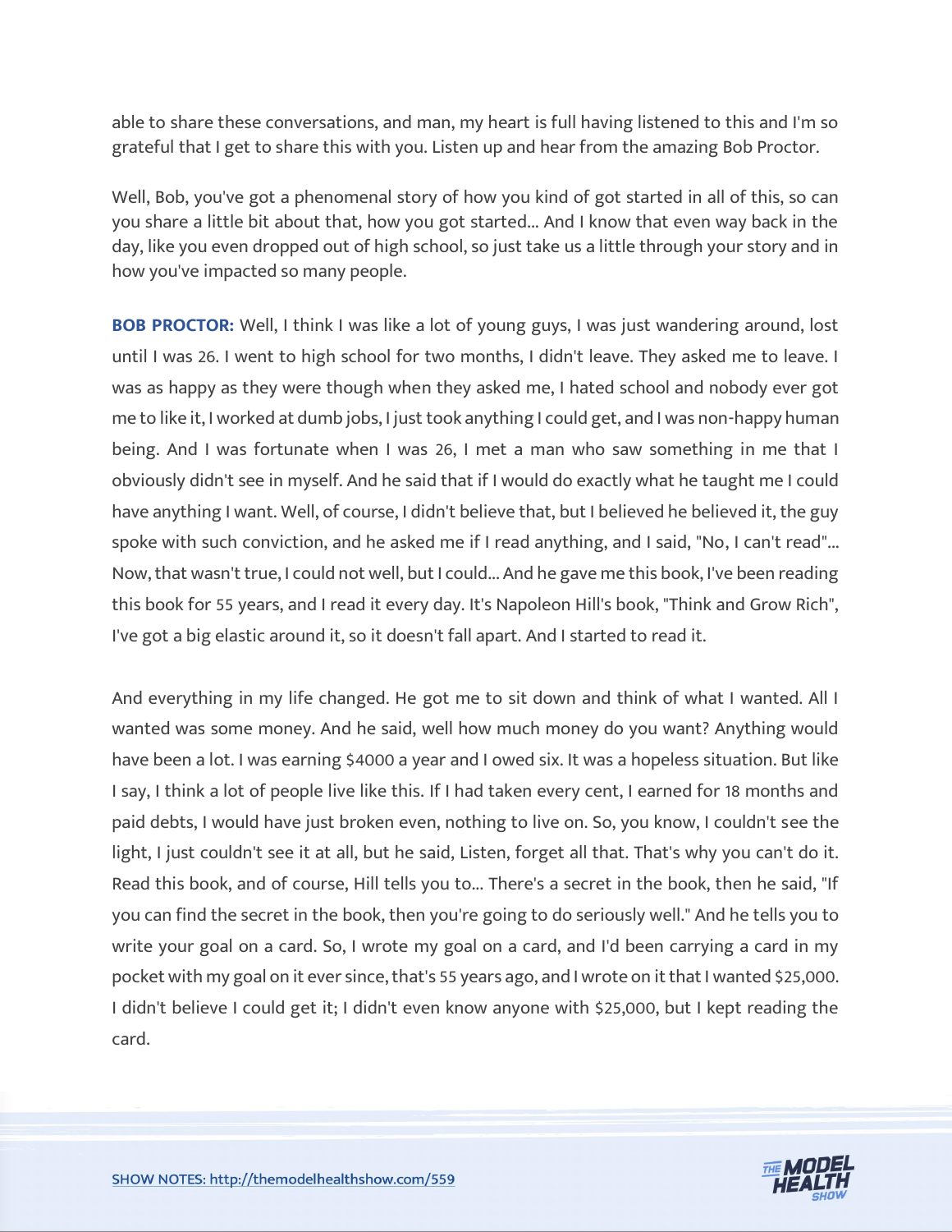able to share these conversations, and man, my heart is full having listened to this and I'm so grateful that I get to share this with you. Listen up and hear from the amazing Bob Proctor.

Well, Bob, you've got a phenomenal story of how you kind of got started in all of this, so can you share a little bit about that, how you got started... And I know that even way back in the day, like you even dropped out of high school, so just take us a little through your story and in how you've impacted so many people.

**BOB PROCTOR:** Well, I think I was like a lot of young guys, I was just wandering around, lost until I was 26. I went to high school for two months, I didn't leave. They asked me to leave. I was as happy as they were though when they asked me, I hated school and nobody ever got me to like it, I worked at dumb jobs, I just took anything I could get, and I was non-happy human being. And I was fortunate when I was 26, I met a man who saw something in me that I obviously didn't see in myself. And he said that if I would do exactly what he taught me I could have anything I want. Well, of course, I didn't believe that, but I believed he believed it, the guy spoke with such conviction, and he asked me if I read anything, and I said, "No, I can't read"... Now, that wasn't true, I could not well, but I could... And he gave me this book, I've been reading this book for 55 years, and I read it every day. It's Napoleon Hill's book, "Think and Grow Rich", I've got a big elastic around it, so it doesn't fall apart. And I started to read it.

And everything in my life changed. He got me to sit down and think of what I wanted. All I wanted was some money. And he said, well how much money do you want? Anything would have been a lot. I was earning $4000 a year and I owed six. It was a hopeless situation. But like I say, I think a lot of people live like this. If I had taken every cent, I earned for 18 months and paid debts, I would have just broken even, nothing to live on. So, you know, I couldn't see the light, I just couldn't see it at all, but he said, Listen, forget all that. That's why you can't do it. Read this book, and of course, Hill tells you to... There's a secret in the book, then he said, "If you can find the secret in the book, then you're going to do seriously well." And he tells you to write your goal on a card. So, I wrote my goal on a card, and I'd been carrying a card in my pocket with my goal on it ever since, that's 55 years ago, and I wrote on it that I wanted $25,000. I didn't believe I could get it; I didn't even know anyone with $25,000, but I kept reading the card.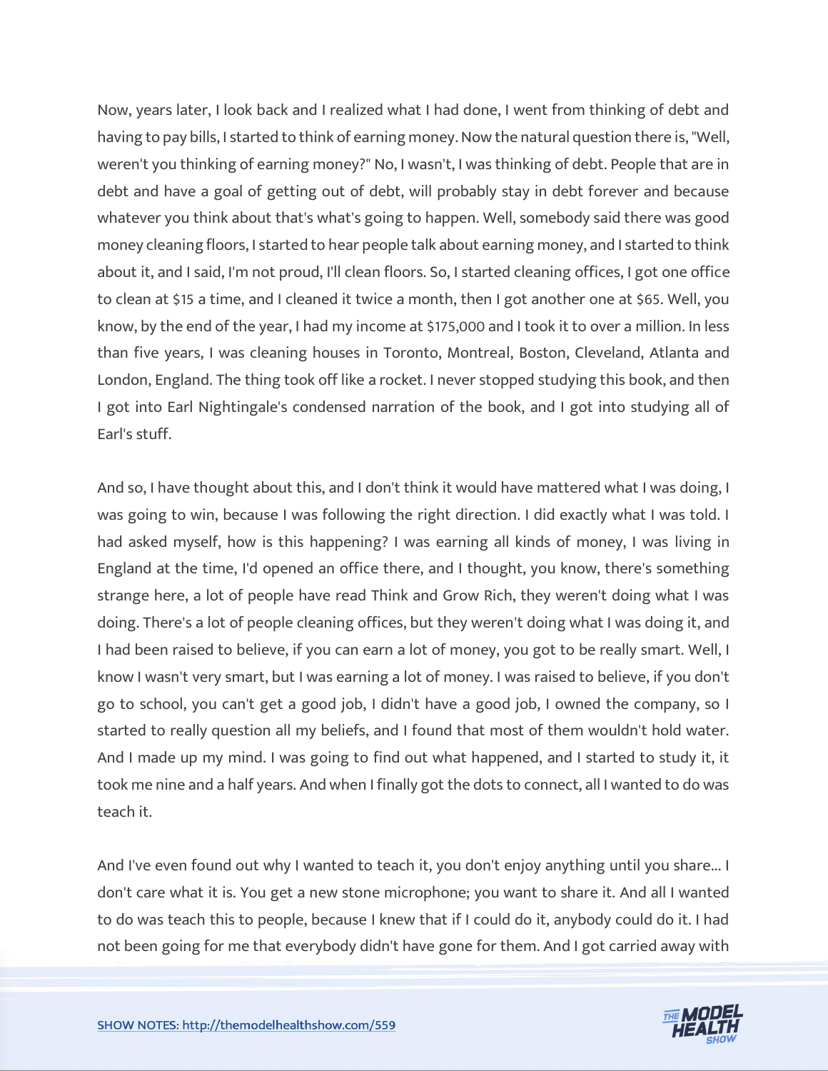Now, years later, I look back and I realized what I had done, I went from thinking of debt and having to pay bills, I started to think of earning money. Now the natural question there is, "Well, weren't you thinking of earning money?" No, I wasn't, I was thinking of debt. People that are in debt and have a goal of getting out of debt, will probably stay in debt forever and because whatever you think about that's what's going to happen. Well, somebody said there was good money cleaning floors, I started to hear people talk about earning money, and I started to think about it, and I said, I'm not proud, I'll clean floors. So, I started cleaning offices, I got one office to clean at $15 a time, and I cleaned it twice a month, then I got another one at $65. Well, you know, by the end of the year, I had my income at $175,000 and I took it to over a million. In less than five years, I was cleaning houses in Toronto, Montreal, Boston, Cleveland, Atlanta and London, England. The thing took off like a rocket. I never stopped studying this book, and then I got into Earl Nightingale's condensed narration of the book, and I got into studying all of Earl's stuff.

And so, I have thought about this, and I don't think it would have mattered what I was doing, I was going to win, because I was following the right direction. I did exactly what I was told. I had asked myself, how is this happening? I was earning all kinds of money, I was living in England at the time, I'd opened an office there, and I thought, you know, there's something strange here, a lot of people have read Think and Grow Rich, they weren't doing what I was doing. There's a lot of people cleaning offices, but they weren't doing what I was doing it, and I had been raised to believe, if you can earn a lot of money, you got to be really smart. Well, I know I wasn't very smart, but I was earning a lot of money. I was raised to believe, if you don't go to school, you can't get a good job, I didn't have a good job, I owned the company, so I started to really question all my beliefs, and I found that most of them wouldn't hold water. And I made up my mind. I was going to find out what happened, and I started to study it, it took me nine and a half years. And when I finally got the dots to connect, all I wanted to do was teach it.

And I've even found out why I wanted to teach it, you don't enjoy anything until you share... I don't care what it is. You get a new stone microphone; you want to share it. And all I wanted to do was teach this to people, because I knew that if I could do it, anybody could do it. I had not been going for me that everybody didn't have gone for them. And I got carried away with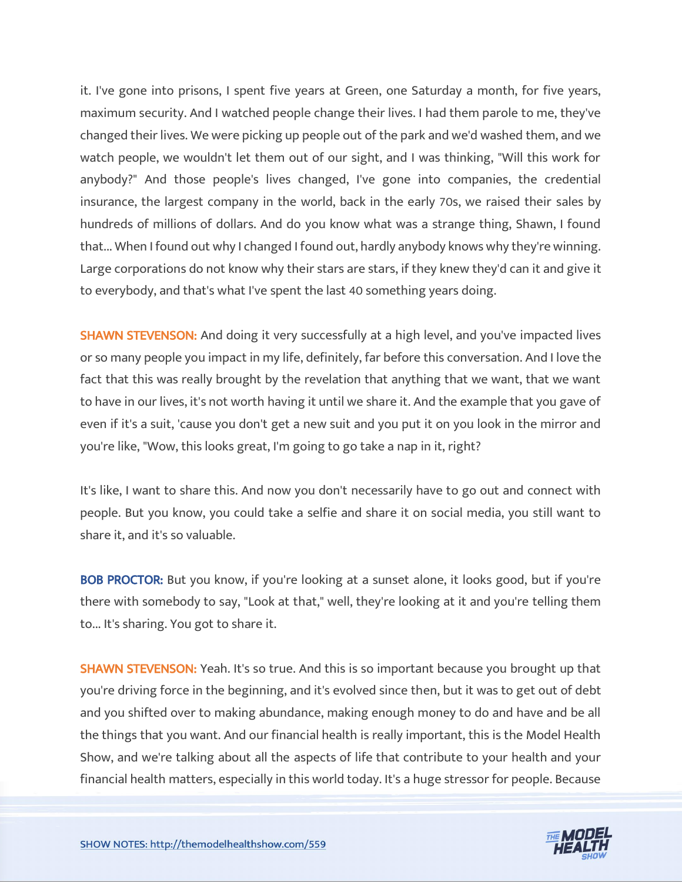it. I've gone into prisons, I spent five years at Green, one Saturday a month, for five years, maximum security. And I watched people change their lives. I had them parole to me, they've changed their lives. We were picking up people out of the park and we'd washed them, and we watch people, we wouldn't let them out of our sight, and I was thinking, "Will this work for anybody?" And those people's lives changed, I've gone into companies, the credential insurance, the largest company in the world, back in the early 70s, we raised their sales by hundreds of millions of dollars. And do you know what was a strange thing, Shawn, I found that... When I found out why I changed I found out, hardly anybody knows why they're winning. Large corporations do not know why their stars are stars, if they knew they'd can it and give it to everybody, and that's what I've spent the last 40 something years doing.

**SHAWN STEVENSON:** And doing it very successfully at a high level, and you've impacted lives or so many people you impact in my life, definitely, far before this conversation. And I love the fact that this was really brought by the revelation that anything that we want, that we want to have in our lives, it's not worth having it until we share it. And the example that you gave of even if it's a suit, 'cause you don't get a new suit and you put it on you look in the mirror and you're like, "Wow, this looks great, I'm going to go take a nap in it, right?

It's like, I want to share this. And now you don't necessarily have to go out and connect with people. But you know, you could take a selfie and share it on social media, you still want to share it, and it's so valuable.

**BOB PROCTOR:** But you know, if you're looking at a sunset alone, it looks good, but if you're there with somebody to say, "Look at that," well, they're looking at it and you're telling them to... It's sharing. You got to share it.

**SHAWN STEVENSON:** Yeah. It's so true. And this is so important because you brought up that you're driving force in the beginning, and it's evolved since then, but it was to get out of debt and you shifted over to making abundance, making enough money to do and have and be all the things that you want. And our financial health is really important, this is the Model Health Show, and we're talking about all the aspects of life that contribute to your health and your financial health matters, especially in this world today. It's a huge stressor for people. Because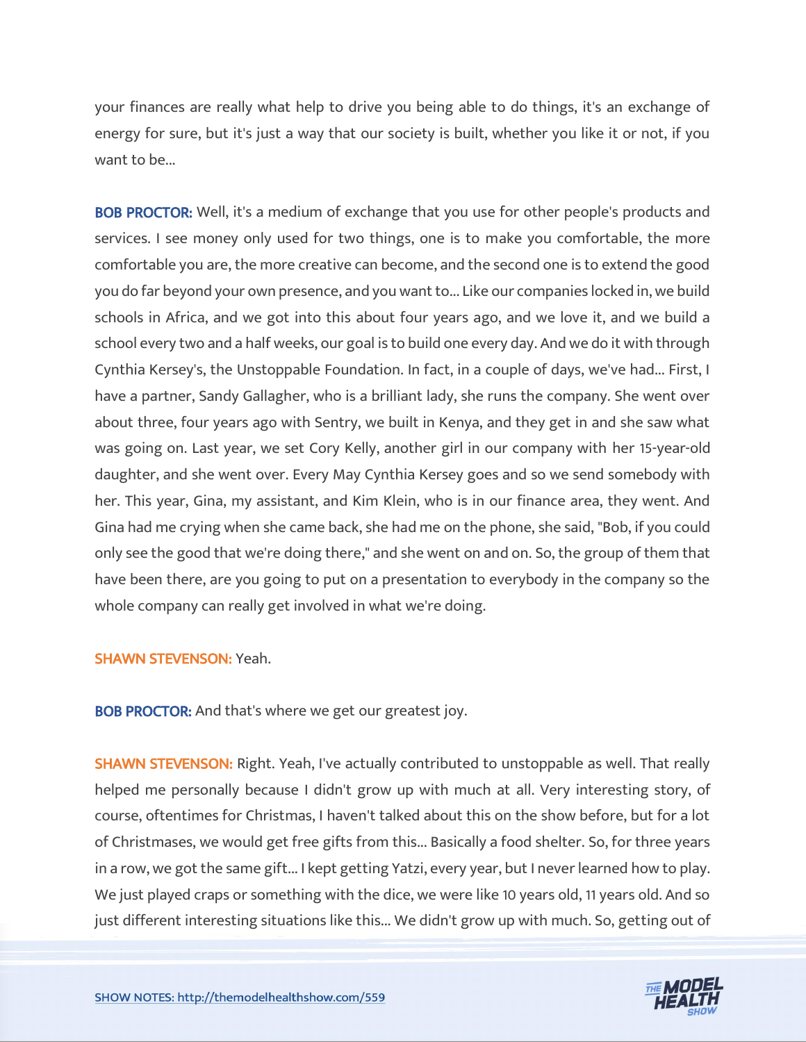your finances are really what help to drive you being able to do things, it's an exchange of energy for sure, but it's just a way that our society is built, whether you like it or not, if you want to be...

**BOB PROCTOR:** Well, it's a medium of exchange that you use for other people's products and services. I see money only used for two things, one is to make you comfortable, the more comfortable you are, the more creative can become, and the second one is to extend the good you do far beyond your own presence, and you want to... Like our companies locked in, we build schools in Africa, and we got into this about four years ago, and we love it, and we build a school every two and a half weeks, our goal is to build one every day. And we do it with through Cynthia Kersey's, the Unstoppable Foundation. In fact, in a couple of days, we've had... First, I have a partner, Sandy Gallagher, who is a brilliant lady, she runs the company. She went over about three, four years ago with Sentry, we built in Kenya, and they get in and she saw what was going on. Last year, we set Cory Kelly, another girl in our company with her 15-year-old daughter, and she went over. Every May Cynthia Kersey goes and so we send somebody with her. This year, Gina, my assistant, and Kim Klein, who is in our finance area, they went. And Gina had me crying when she came back, she had me on the phone, she said, "Bob, if you could only see the good that we're doing there," and she went on and on. So, the group of them that have been there, are you going to put on a presentation to everybody in the company so the whole company can really get involved in what we're doing.

**SHAWN STEVENSON:** Yeah.

**BOB PROCTOR:** And that's where we get our greatest joy.

**SHAWN STEVENSON:** Right. Yeah, I've actually contributed to unstoppable as well. That really helped me personally because I didn't grow up with much at all. Very interesting story, of course, oftentimes for Christmas, I haven't talked about this on the show before, but for a lot of Christmases, we would get free gifts from this... Basically a food shelter. So, for three years in a row, we got the same gift... I kept getting Yatzi, every year, but I never learned how to play. We just played craps or something with the dice, we were like 10 years old, 11 years old. And so just different interesting situations like this... We didn't grow up with much. So, getting out of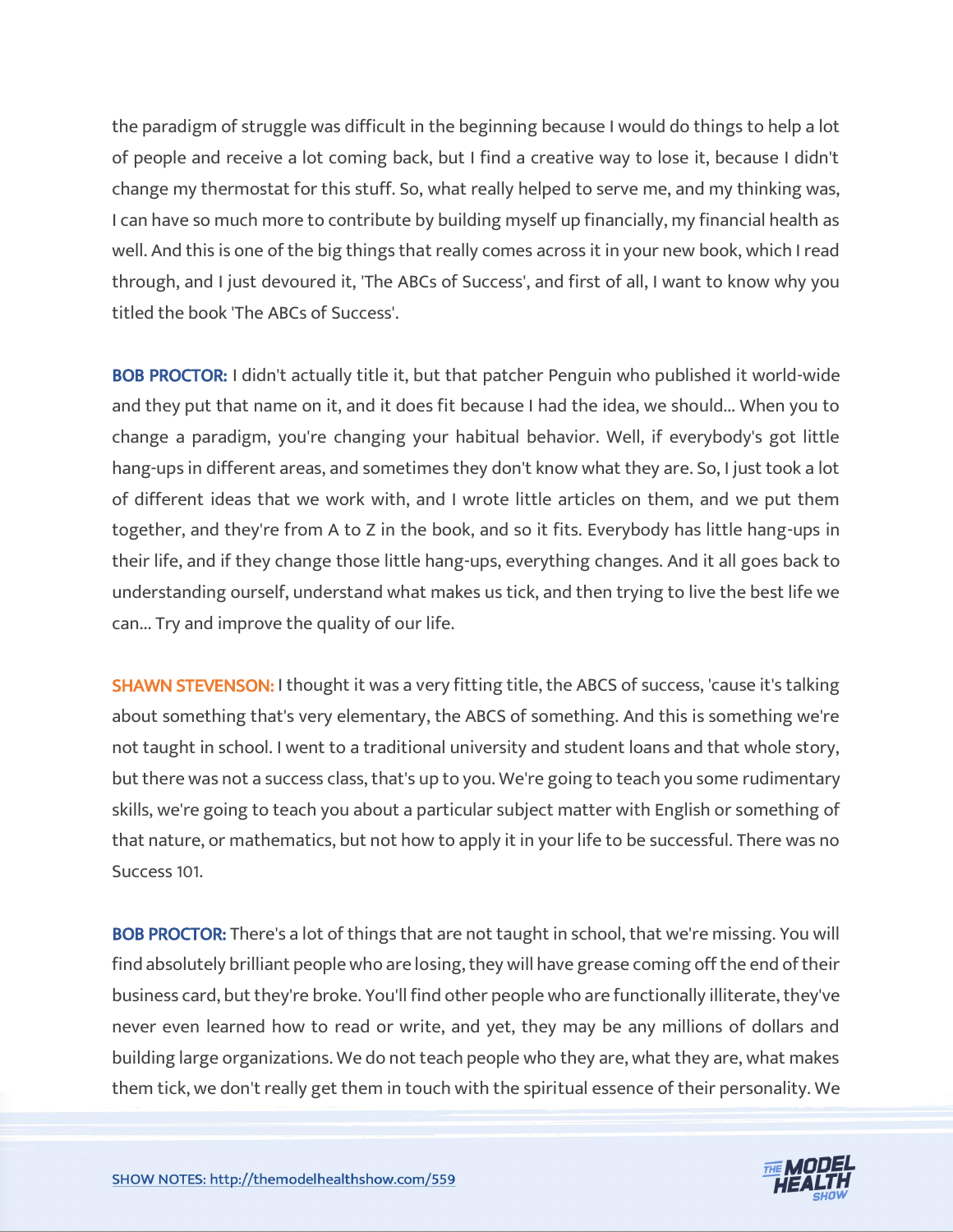the paradigm of struggle was difficult in the beginning because I would do things to help a lot of people and receive a lot coming back, but I find a creative way to lose it, because I didn't change my thermostat for this stuff. So, what really helped to serve me, and my thinking was, I can have so much more to contribute by building myself up financially, my financial health as well. And this is one of the big things that really comes across it in your new book, which I read through, and I just devoured it, 'The ABCs of Success', and first of all, I want to know why you titled the book 'The ABCs of Success'.

**BOB PROCTOR:** I didn't actually title it, but that patcher Penguin who published it world-wide and they put that name on it, and it does fit because I had the idea, we should... When you to change a paradigm, you're changing your habitual behavior. Well, if everybody's got little hang-ups in different areas, and sometimes they don't know what they are. So, I just took a lot of different ideas that we work with, and I wrote little articles on them, and we put them together, and they're from A to Z in the book, and so it fits. Everybody has little hang-ups in their life, and if they change those little hang-ups, everything changes. And it all goes back to understanding ourself, understand what makes us tick, and then trying to live the best life we can... Try and improve the quality of our life.

**SHAWN STEVENSON:** I thought it was a very fitting title, the ABCS of success, 'cause it's talking about something that's very elementary, the ABCS of something. And this is something we're not taught in school. I went to a traditional university and student loans and that whole story, but there was not a success class, that's up to you. We're going to teach you some rudimentary skills, we're going to teach you about a particular subject matter with English or something of that nature, or mathematics, but not how to apply it in your life to be successful. There was no Success 101.

**BOB PROCTOR:** There's a lot of things that are not taught in school, that we're missing. You will find absolutely brilliant people who are losing, they will have grease coming off the end of their business card, but they're broke. You'll find other people who are functionally illiterate, they've never even learned how to read or write, and yet, they may be any millions of dollars and building large organizations. We do not teach people who they are, what they are, what makes them tick, we don't really get them in touch with the spiritual essence of their personality. We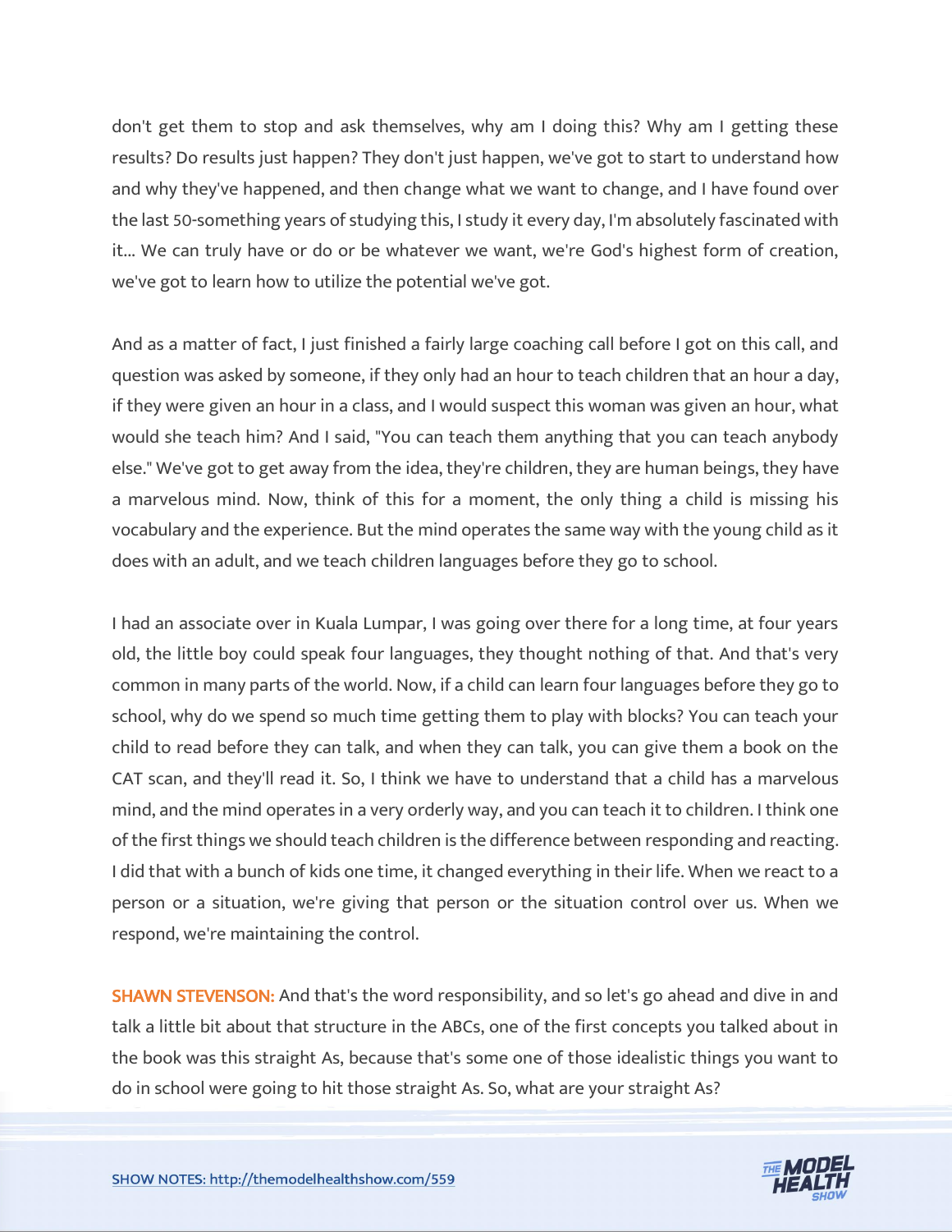don't get them to stop and ask themselves, why am I doing this? Why am I getting these results? Do results just happen? They don't just happen, we've got to start to understand how and why they've happened, and then change what we want to change, and I have found over the last 50-something years of studying this, I study it every day, I'm absolutely fascinated with it... We can truly have or do or be whatever we want, we're God's highest form of creation, we've got to learn how to utilize the potential we've got.

And as a matter of fact, I just finished a fairly large coaching call before I got on this call, and question was asked by someone, if they only had an hour to teach children that an hour a day, if they were given an hour in a class, and I would suspect this woman was given an hour, what would she teach him? And I said, "You can teach them anything that you can teach anybody else." We've got to get away from the idea, they're children, they are human beings, they have a marvelous mind. Now, think of this for a moment, the only thing a child is missing his vocabulary and the experience. But the mind operates the same way with the young child as it does with an adult, and we teach children languages before they go to school.

I had an associate over in Kuala Lumpar, I was going over there for a long time, at four years old, the little boy could speak four languages, they thought nothing of that. And that's very common in many parts of the world. Now, if a child can learn four languages before they go to school, why do we spend so much time getting them to play with blocks? You can teach your child to read before they can talk, and when they can talk, you can give them a book on the CAT scan, and they'll read it. So, I think we have to understand that a child has a marvelous mind, and the mind operates in a very orderly way, and you can teach it to children. I think one of the first things we should teach children is the difference between responding and reacting. I did that with a bunch of kids one time, it changed everything in their life. When we react to a person or a situation, we're giving that person or the situation control over us. When we respond, we're maintaining the control.

**SHAWN STEVENSON:** And that's the word responsibility, and so let's go ahead and dive in and talk a little bit about that structure in the ABCs, one of the first concepts you talked about in the book was this straight As, because that's some one of those idealistic things you want to do in school were going to hit those straight As. So, what are your straight As?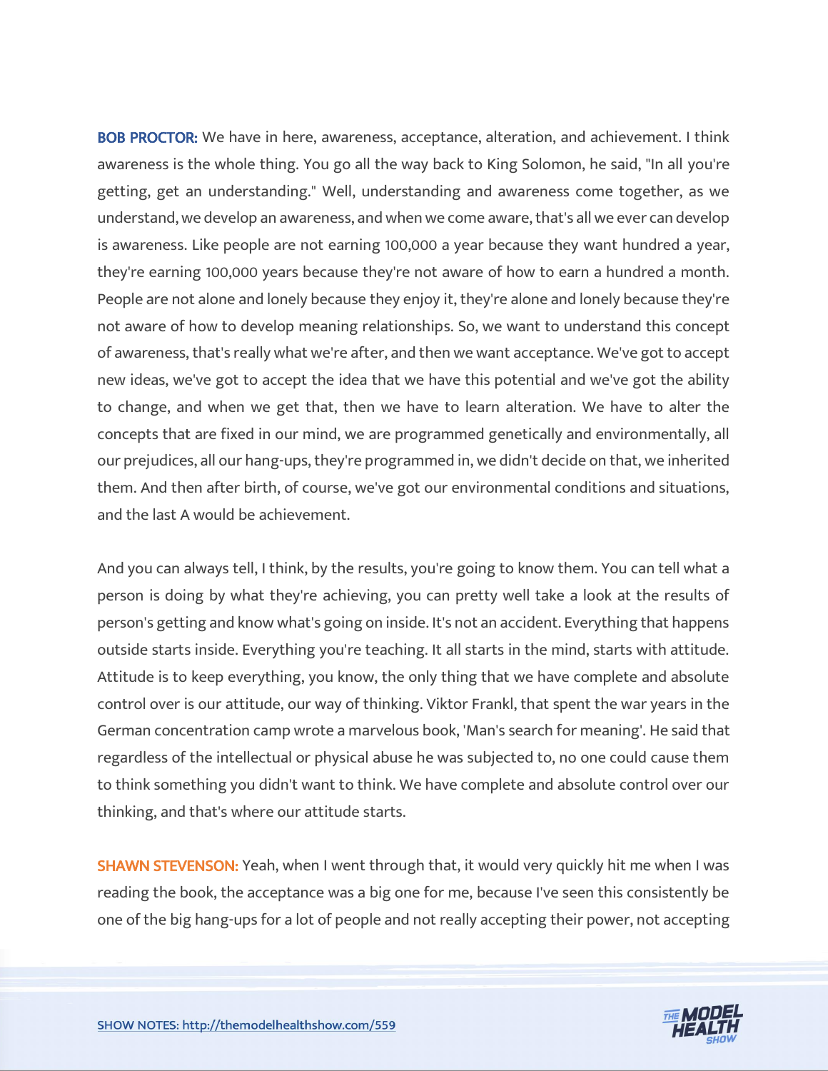**BOB PROCTOR:** We have in here, awareness, acceptance, alteration, and achievement. I think awareness is the whole thing. You go all the way back to King Solomon, he said, "In all you're getting, get an understanding." Well, understanding and awareness come together, as we understand, we develop an awareness, and when we come aware, that's all we ever can develop is awareness. Like people are not earning 100,000 a year because they want hundred a year, they're earning 100,000 years because they're not aware of how to earn a hundred a month. People are not alone and lonely because they enjoy it, they're alone and lonely because they're not aware of how to develop meaning relationships. So, we want to understand this concept of awareness, that's really what we're after, and then we want acceptance. We've got to accept new ideas, we've got to accept the idea that we have this potential and we've got the ability to change, and when we get that, then we have to learn alteration. We have to alter the concepts that are fixed in our mind, we are programmed genetically and environmentally, all our prejudices, all our hang-ups, they're programmed in, we didn't decide on that, we inherited them. And then after birth, of course, we've got our environmental conditions and situations, and the last A would be achievement.

And you can always tell, I think, by the results, you're going to know them. You can tell what a person is doing by what they're achieving, you can pretty well take a look at the results of person's getting and know what's going on inside. It's not an accident. Everything that happens outside starts inside. Everything you're teaching. It all starts in the mind, starts with attitude. Attitude is to keep everything, you know, the only thing that we have complete and absolute control over is our attitude, our way of thinking. Viktor Frankl, that spent the war years in the German concentration camp wrote a marvelous book, 'Man's search for meaning'. He said that regardless of the intellectual or physical abuse he was subjected to, no one could cause them to think something you didn't want to think. We have complete and absolute control over our thinking, and that's where our attitude starts.

**SHAWN STEVENSON:** Yeah, when I went through that, it would very quickly hit me when I was reading the book, the acceptance was a big one for me, because I've seen this consistently be one of the big hang-ups for a lot of people and not really accepting their power, not accepting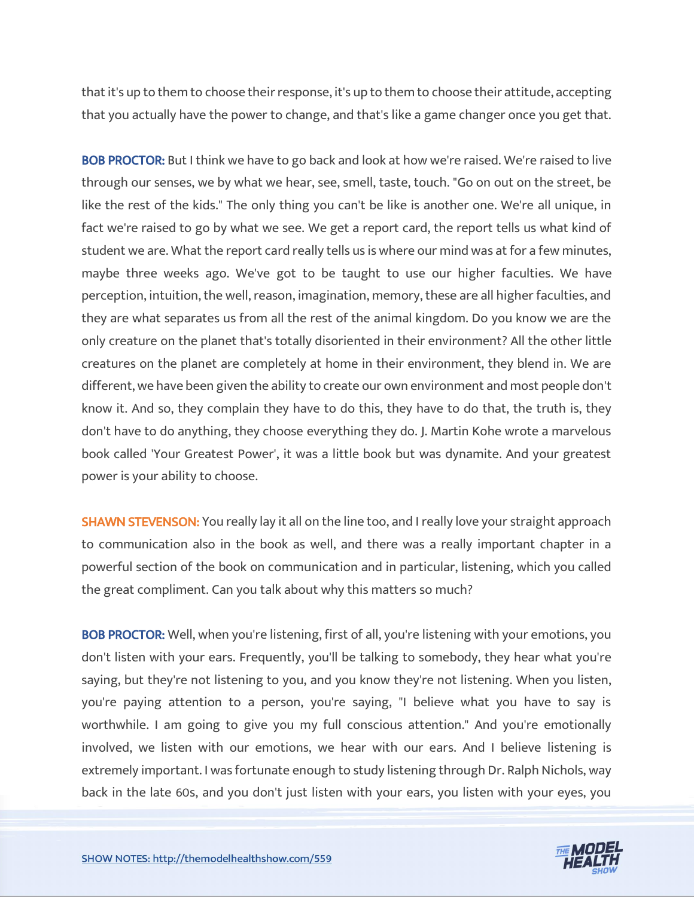that it's up to them to choose their response, it's up to them to choose their attitude, accepting that you actually have the power to change, and that's like a game changer once you get that.

**BOB PROCTOR:** But I think we have to go back and look at how we're raised. We're raised to live through our senses, we by what we hear, see, smell, taste, touch. "Go on out on the street, be like the rest of the kids." The only thing you can't be like is another one. We're all unique, in fact we're raised to go by what we see. We get a report card, the report tells us what kind of student we are. What the report card really tells us is where our mind was at for a few minutes, maybe three weeks ago. We've got to be taught to use our higher faculties. We have perception, intuition, the well, reason, imagination, memory, these are all higher faculties, and they are what separates us from all the rest of the animal kingdom. Do you know we are the only creature on the planet that's totally disoriented in their environment? All the other little creatures on the planet are completely at home in their environment, they blend in. We are different, we have been given the ability to create our own environment and most people don't know it. And so, they complain they have to do this, they have to do that, the truth is, they don't have to do anything, they choose everything they do. J. Martin Kohe wrote a marvelous book called 'Your Greatest Power', it was a little book but was dynamite. And your greatest power is your ability to choose.

**SHAWN STEVENSON:** You really lay it all on the line too, and I really love your straight approach to communication also in the book as well, and there was a really important chapter in a powerful section of the book on communication and in particular, listening, which you called the great compliment. Can you talk about why this matters so much?

**BOB PROCTOR:** Well, when you're listening, first of all, you're listening with your emotions, you don't listen with your ears. Frequently, you'll be talking to somebody, they hear what you're saying, but they're not listening to you, and you know they're not listening. When you listen, you're paying attention to a person, you're saying, "I believe what you have to say is worthwhile. I am going to give you my full conscious attention." And you're emotionally involved, we listen with our emotions, we hear with our ears. And I believe listening is extremely important. I was fortunate enough to study listening through Dr. Ralph Nichols, way back in the late 60s, and you don't just listen with your ears, you listen with your eyes, you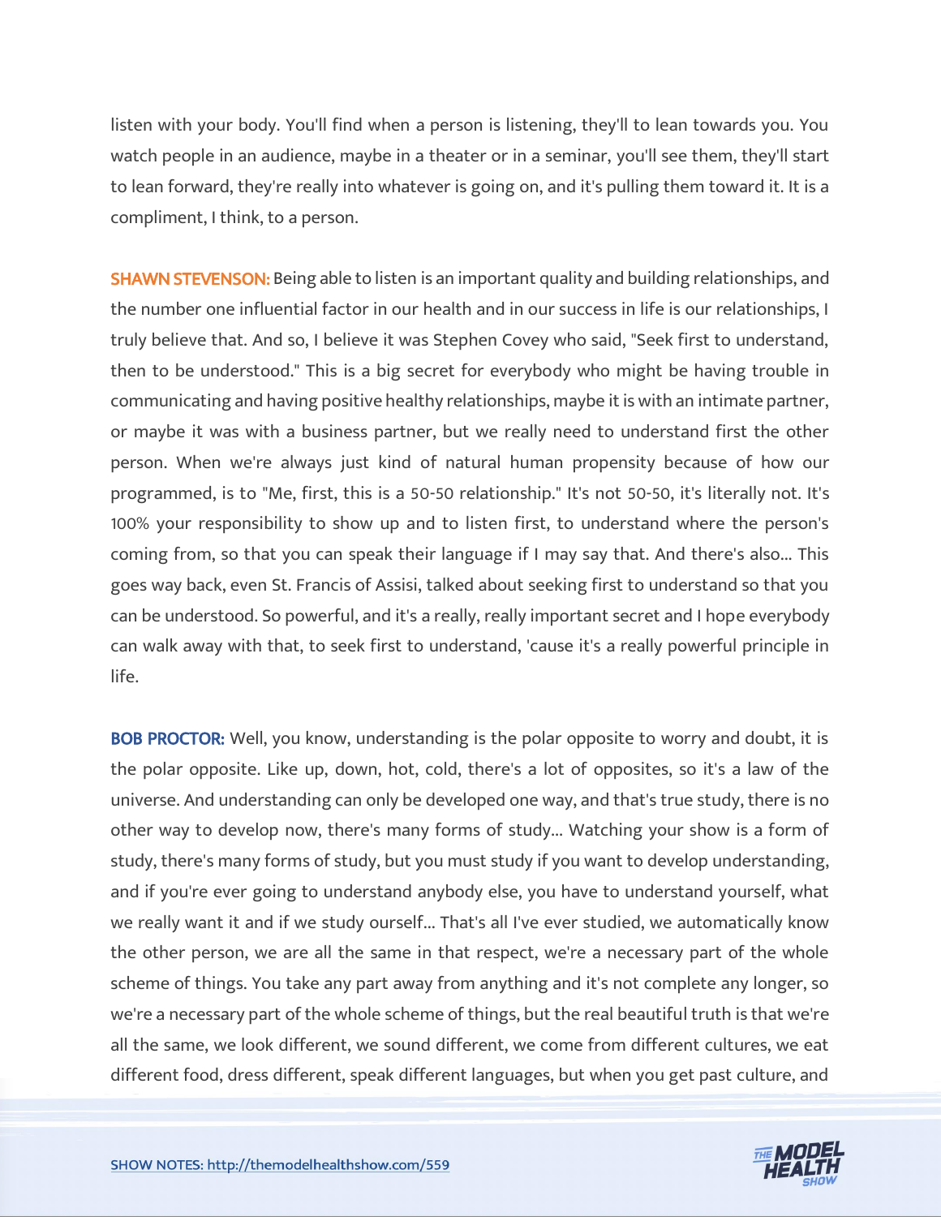listen with your body. You'll find when a person is listening, they'll to lean towards you. You watch people in an audience, maybe in a theater or in a seminar, you'll see them, they'll start to lean forward, they're really into whatever is going on, and it's pulling them toward it. It is a compliment, I think, to a person.

**SHAWN STEVENSON:** Being able to listen is an important quality and building relationships, and the number one influential factor in our health and in our success in life is our relationships, I truly believe that. And so, I believe it was Stephen Covey who said, "Seek first to understand, then to be understood." This is a big secret for everybody who might be having trouble in communicating and having positive healthy relationships, maybe it is with an intimate partner, or maybe it was with a business partner, but we really need to understand first the other person. When we're always just kind of natural human propensity because of how our programmed, is to "Me, first, this is a 50-50 relationship." It's not 50-50, it's literally not. It's 100% your responsibility to show up and to listen first, to understand where the person's coming from, so that you can speak their language if I may say that. And there's also... This goes way back, even St. Francis of Assisi, talked about seeking first to understand so that you can be understood. So powerful, and it's a really, really important secret and I hope everybody can walk away with that, to seek first to understand, 'cause it's a really powerful principle in life.

**BOB PROCTOR:** Well, you know, understanding is the polar opposite to worry and doubt, it is the polar opposite. Like up, down, hot, cold, there's a lot of opposites, so it's a law of the universe. And understanding can only be developed one way, and that's true study, there is no other way to develop now, there's many forms of study... Watching your show is a form of study, there's many forms of study, but you must study if you want to develop understanding, and if you're ever going to understand anybody else, you have to understand yourself, what we really want it and if we study ourself... That's all I've ever studied, we automatically know the other person, we are all the same in that respect, we're a necessary part of the whole scheme of things. You take any part away from anything and it's not complete any longer, so we're a necessary part of the whole scheme of things, but the real beautiful truth is that we're all the same, we look different, we sound different, we come from different cultures, we eat different food, dress different, speak different languages, but when you get past culture, and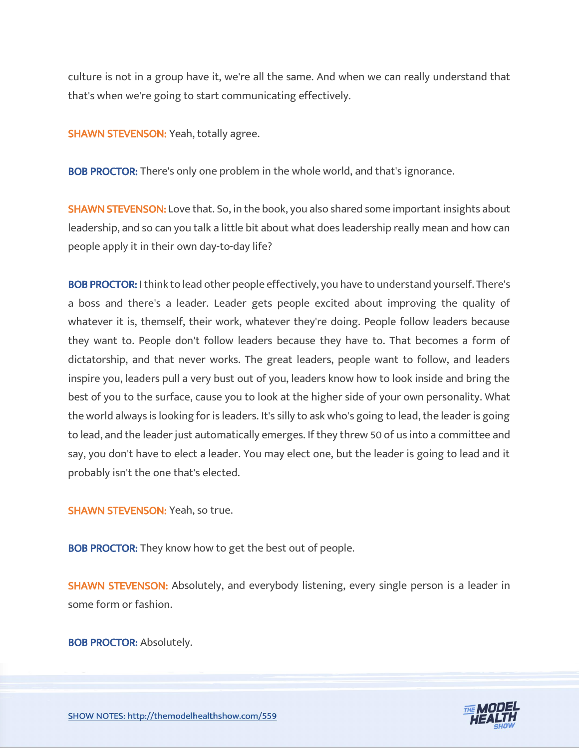culture is not in a group have it, we're all the same. And when we can really understand that that's when we're going to start communicating effectively.

**SHAWN STEVENSON:** Yeah, totally agree.

**BOB PROCTOR:** There's only one problem in the whole world, and that's ignorance.

**SHAWN STEVENSON:** Love that. So, in the book, you also shared some important insights about leadership, and so can you talk a little bit about what does leadership really mean and how can people apply it in their own day-to-day life?

**BOB PROCTOR:** I think to lead other people effectively, you have to understand yourself. There's a boss and there's a leader. Leader gets people excited about improving the quality of whatever it is, themself, their work, whatever they're doing. People follow leaders because they want to. People don't follow leaders because they have to. That becomes a form of dictatorship, and that never works. The great leaders, people want to follow, and leaders inspire you, leaders pull a very bust out of you, leaders know how to look inside and bring the best of you to the surface, cause you to look at the higher side of your own personality. What the world always is looking for is leaders. It's silly to ask who's going to lead, the leader is going to lead, and the leader just automatically emerges. If they threw 50 of us into a committee and say, you don't have to elect a leader. You may elect one, but the leader is going to lead and it probably isn't the one that's elected.

**SHAWN STEVENSON:** Yeah, so true.

**BOB PROCTOR:** They know how to get the best out of people.

**SHAWN STEVENSON:** Absolutely, and everybody listening, every single person is a leader in some form or fashion.

**BOB PROCTOR:** Absolutely.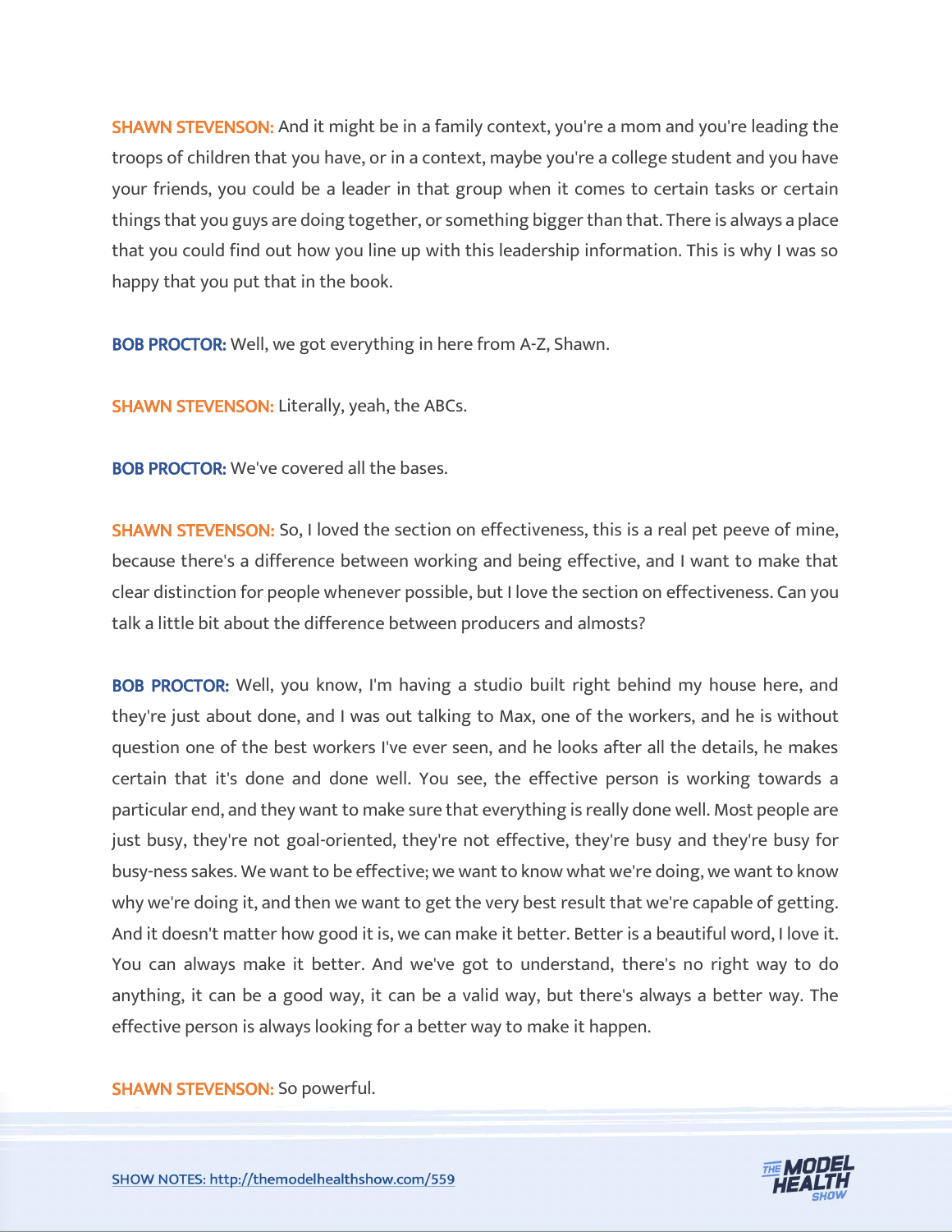**SHAWN STEVENSON:** And it might be in a family context, you're a mom and you're leading the troops of children that you have, or in a context, maybe you're a college student and you have your friends, you could be a leader in that group when it comes to certain tasks or certain things that you guys are doing together, or something bigger than that. There is always a place that you could find out how you line up with this leadership information. This is why I was so happy that you put that in the book.

**BOB PROCTOR:** Well, we got everything in here from A-Z, Shawn.

**SHAWN STEVENSON:** Literally, yeah, the ABCs.

**BOB PROCTOR:** We've covered all the bases.

**SHAWN STEVENSON:** So, I loved the section on effectiveness, this is a real pet peeve of mine, because there's a difference between working and being effective, and I want to make that clear distinction for people whenever possible, but I love the section on effectiveness. Can you talk a little bit about the difference between producers and almosts?

**BOB PROCTOR:** Well, you know, I'm having a studio built right behind my house here, and they're just about done, and I was out talking to Max, one of the workers, and he is without question one of the best workers I've ever seen, and he looks after all the details, he makes certain that it's done and done well. You see, the effective person is working towards a particular end, and they want to make sure that everything is really done well. Most people are just busy, they're not goal-oriented, they're not effective, they're busy and they're busy for busy-ness sakes. We want to be effective; we want to know what we're doing, we want to know why we're doing it, and then we want to get the very best result that we're capable of getting. And it doesn't matter how good it is, we can make it better. Better is a beautiful word, I love it. You can always make it better. And we've got to understand, there's no right way to do anything, it can be a good way, it can be a valid way, but there's always a better way. The effective person is always looking for a better way to make it happen.

**SHAWN STEVENSON:** So powerful.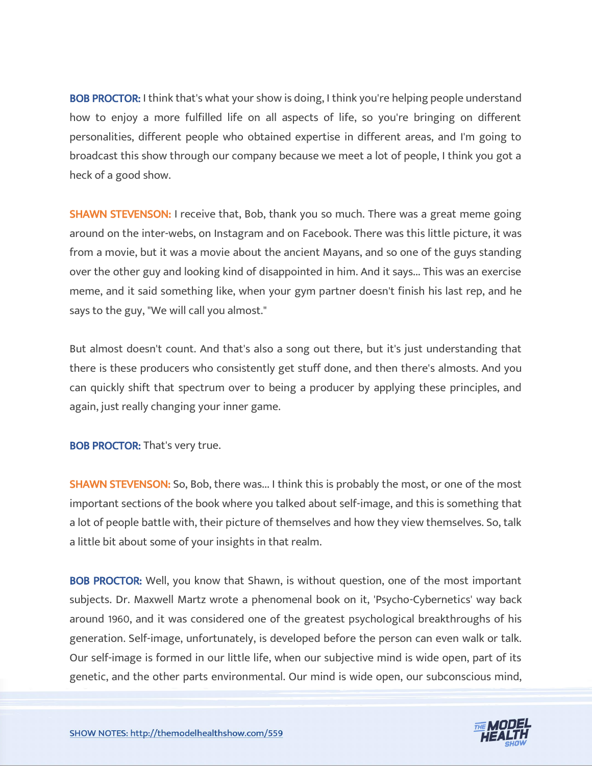**BOB PROCTOR:** I think that's what your show is doing, I think you're helping people understand how to enjoy a more fulfilled life on all aspects of life, so you're bringing on different personalities, different people who obtained expertise in different areas, and I'm going to broadcast this show through our company because we meet a lot of people, I think you got a heck of a good show.

**SHAWN STEVENSON:** I receive that, Bob, thank you so much. There was a great meme going around on the inter-webs, on Instagram and on Facebook. There was this little picture, it was from a movie, but it was a movie about the ancient Mayans, and so one of the guys standing over the other guy and looking kind of disappointed in him. And it says... This was an exercise meme, and it said something like, when your gym partner doesn't finish his last rep, and he says to the guy, "We will call you almost."

But almost doesn't count. And that's also a song out there, but it's just understanding that there is these producers who consistently get stuff done, and then there's almosts. And you can quickly shift that spectrum over to being a producer by applying these principles, and again, just really changing your inner game.

**BOB PROCTOR:** That's very true.

**SHAWN STEVENSON:** So, Bob, there was... I think this is probably the most, or one of the most important sections of the book where you talked about self-image, and this is something that a lot of people battle with, their picture of themselves and how they view themselves. So, talk a little bit about some of your insights in that realm.

**BOB PROCTOR:** Well, you know that Shawn, is without question, one of the most important subjects. Dr. Maxwell Martz wrote a phenomenal book on it, 'Psycho-Cybernetics' way back around 1960, and it was considered one of the greatest psychological breakthroughs of his generation. Self-image, unfortunately, is developed before the person can even walk or talk. Our self-image is formed in our little life, when our subjective mind is wide open, part of its genetic, and the other parts environmental. Our mind is wide open, our subconscious mind,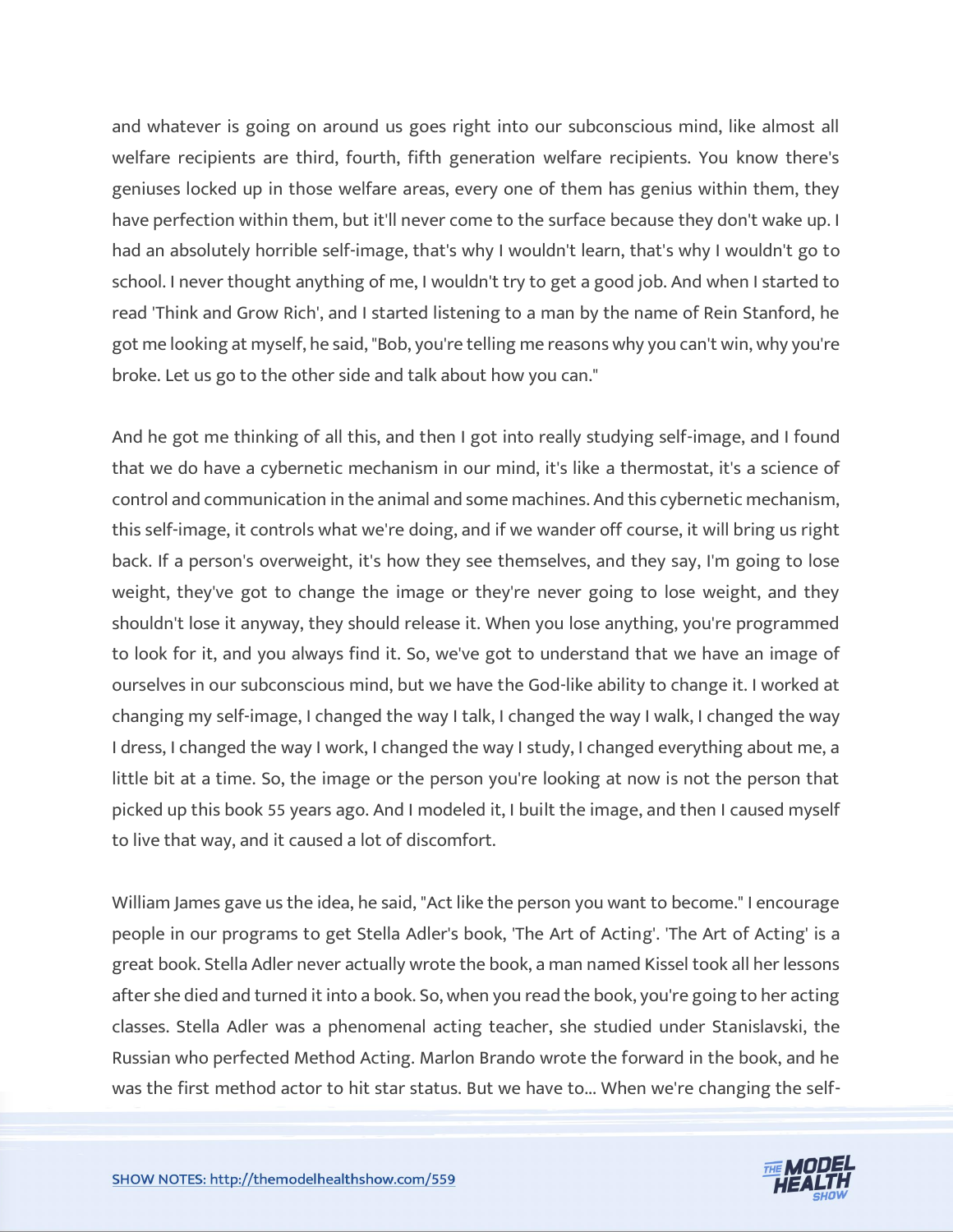and whatever is going on around us goes right into our subconscious mind, like almost all welfare recipients are third, fourth, fifth generation welfare recipients. You know there's geniuses locked up in those welfare areas, every one of them has genius within them, they have perfection within them, but it'll never come to the surface because they don't wake up. I had an absolutely horrible self-image, that's why I wouldn't learn, that's why I wouldn't go to school. I never thought anything of me, I wouldn't try to get a good job. And when I started to read 'Think and Grow Rich', and I started listening to a man by the name of Rein Stanford, he got me looking at myself, he said, "Bob, you're telling me reasons why you can't win, why you're broke. Let us go to the other side and talk about how you can."

And he got me thinking of all this, and then I got into really studying self-image, and I found that we do have a cybernetic mechanism in our mind, it's like a thermostat, it's a science of control and communication in the animal and some machines. And this cybernetic mechanism, this self-image, it controls what we're doing, and if we wander off course, it will bring us right back. If a person's overweight, it's how they see themselves, and they say, I'm going to lose weight, they've got to change the image or they're never going to lose weight, and they shouldn't lose it anyway, they should release it. When you lose anything, you're programmed to look for it, and you always find it. So, we've got to understand that we have an image of ourselves in our subconscious mind, but we have the God-like ability to change it. I worked at changing my self-image, I changed the way I talk, I changed the way I walk, I changed the way I dress, I changed the way I work, I changed the way I study, I changed everything about me, a little bit at a time. So, the image or the person you're looking at now is not the person that picked up this book 55 years ago. And I modeled it, I built the image, and then I caused myself to live that way, and it caused a lot of discomfort.

William James gave us the idea, he said, "Act like the person you want to become." I encourage people in our programs to get Stella Adler's book, 'The Art of Acting'. 'The Art of Acting' is a great book. Stella Adler never actually wrote the book, a man named Kissel took all her lessons after she died and turned it into a book. So, when you read the book, you're going to her acting classes. Stella Adler was a phenomenal acting teacher, she studied under Stanislavski, the Russian who perfected Method Acting. Marlon Brando wrote the forward in the book, and he was the first method actor to hit star status. But we have to... When we're changing the self-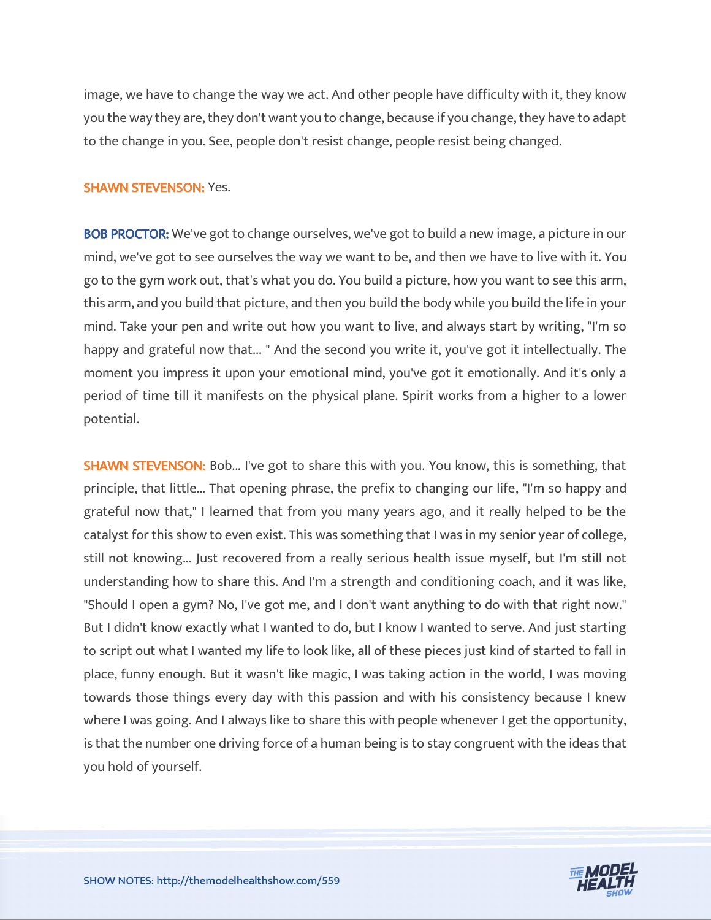image, we have to change the way we act. And other people have difficulty with it, they know you the way they are, they don't want you to change, because if you change, they have to adapt to the change in you. See, people don't resist change, people resist being changed.

**SHAWN STEVENSON:** Yes.

**BOB PROCTOR:** We've got to change ourselves, we've got to build a new image, a picture in our mind, we've got to see ourselves the way we want to be, and then we have to live with it. You go to the gym work out, that's what you do. You build a picture, how you want to see this arm, this arm, and you build that picture, and then you build the body while you build the life in your mind. Take your pen and write out how you want to live, and always start by writing, "I'm so happy and grateful now that... " And the second you write it, you've got it intellectually. The moment you impress it upon your emotional mind, you've got it emotionally. And it's only a period of time till it manifests on the physical plane. Spirit works from a higher to a lower potential.

**SHAWN STEVENSON:** Bob... I've got to share this with you. You know, this is something, that principle, that little... That opening phrase, the prefix to changing our life, "I'm so happy and grateful now that," I learned that from you many years ago, and it really helped to be the catalyst for this show to even exist. This was something that I was in my senior year of college, still not knowing... Just recovered from a really serious health issue myself, but I'm still not understanding how to share this. And I'm a strength and conditioning coach, and it was like, "Should I open a gym? No, I've got me, and I don't want anything to do with that right now." But I didn't know exactly what I wanted to do, but I know I wanted to serve. And just starting to script out what I wanted my life to look like, all of these pieces just kind of started to fall in place, funny enough. But it wasn't like magic, I was taking action in the world, I was moving towards those things every day with this passion and with his consistency because I knew where I was going. And I always like to share this with people whenever I get the opportunity, is that the number one driving force of a human being is to stay congruent with the ideas that you hold of yourself.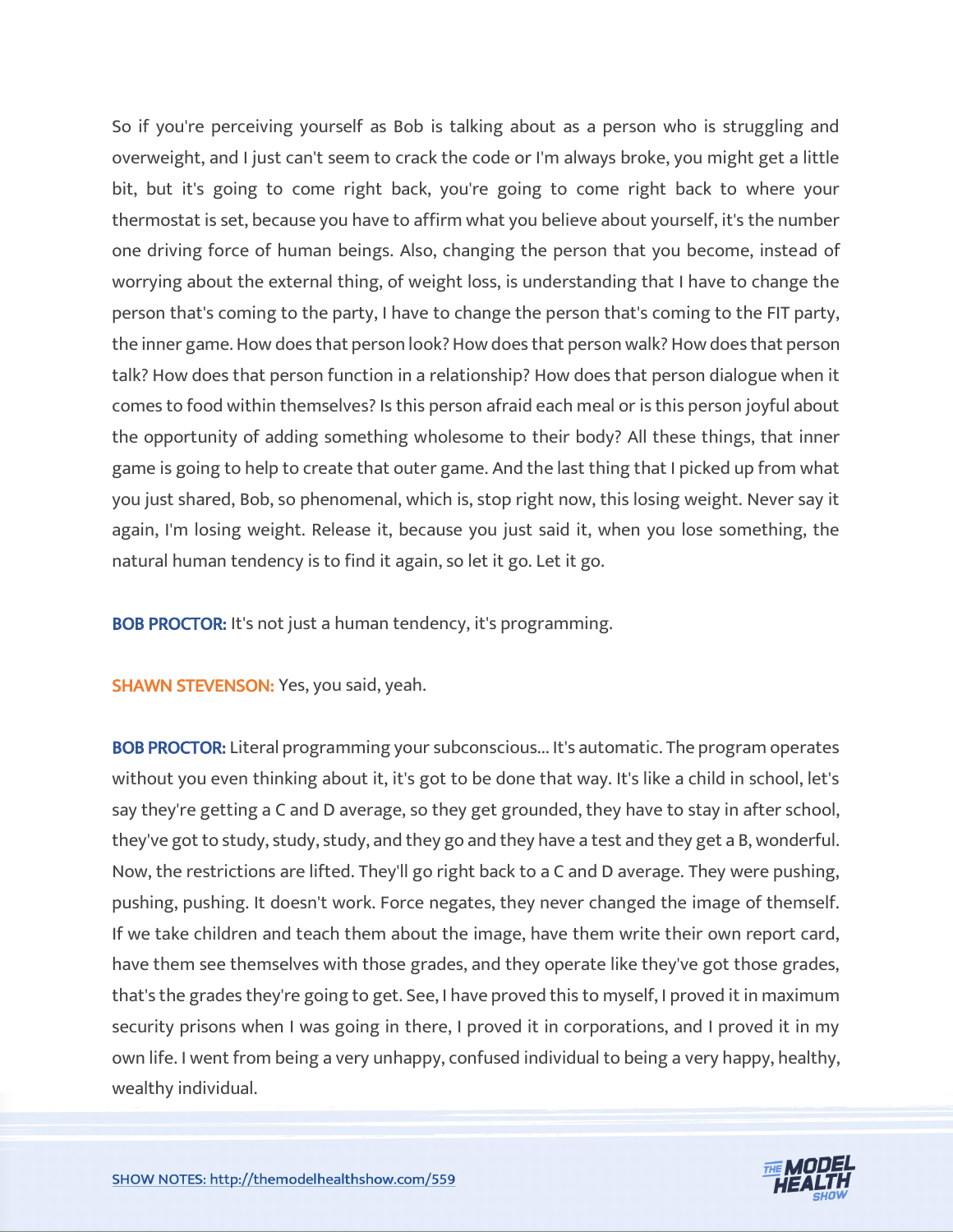So if you're perceiving yourself as Bob is talking about as a person who is struggling and overweight, and I just can't seem to crack the code or I'm always broke, you might get a little bit, but it's going to come right back, you're going to come right back to where your thermostat is set, because you have to affirm what you believe about yourself, it's the number one driving force of human beings. Also, changing the person that you become, instead of worrying about the external thing, of weight loss, is understanding that I have to change the person that's coming to the party, I have to change the person that's coming to the FIT party, the inner game. How does that person look? How does that person walk? How does that person talk? How does that person function in a relationship? How does that person dialogue when it comes to food within themselves? Is this person afraid each meal or is this person joyful about the opportunity of adding something wholesome to their body? All these things, that inner game is going to help to create that outer game. And the last thing that I picked up from what you just shared, Bob, so phenomenal, which is, stop right now, this losing weight. Never say it again, I'm losing weight. Release it, because you just said it, when you lose something, the natural human tendency is to find it again, so let it go. Let it go.

**BOB PROCTOR:** It's not just a human tendency, it's programming.

**SHAWN STEVENSON:** Yes, you said, yeah.

**BOB PROCTOR:** Literal programming your subconscious... It's automatic. The program operates without you even thinking about it, it's got to be done that way. It's like a child in school, let's say they're getting a C and D average, so they get grounded, they have to stay in after school, they've got to study, study, study, and they go and they have a test and they get a B, wonderful. Now, the restrictions are lifted. They'll go right back to a C and D average. They were pushing, pushing, pushing. It doesn't work. Force negates, they never changed the image of themself. If we take children and teach them about the image, have them write their own report card, have them see themselves with those grades, and they operate like they've got those grades, that's the grades they're going to get. See, I have proved this to myself, I proved it in maximum security prisons when I was going in there, I proved it in corporations, and I proved it in my own life. I went from being a very unhappy, confused individual to being a very happy, healthy, wealthy individual.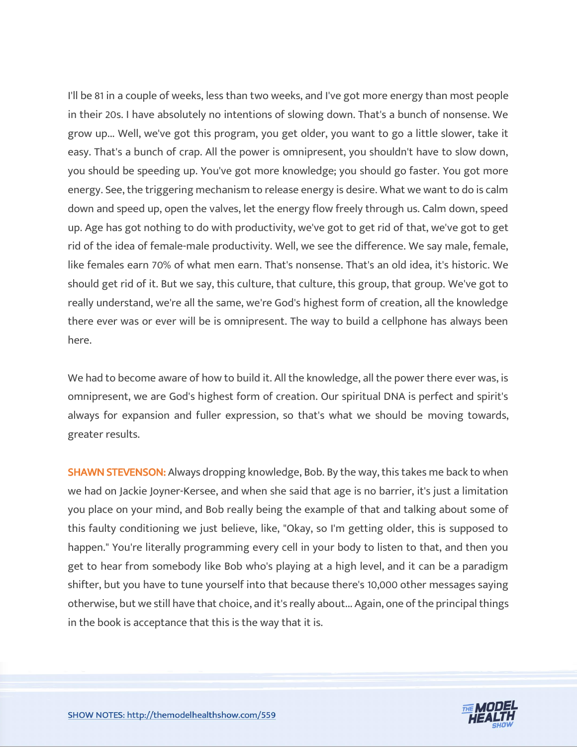I'll be 81 in a couple of weeks, less than two weeks, and I've got more energy than most people in their 20s. I have absolutely no intentions of slowing down. That's a bunch of nonsense. We grow up... Well, we've got this program, you get older, you want to go a little slower, take it easy. That's a bunch of crap. All the power is omnipresent, you shouldn't have to slow down, you should be speeding up. You've got more knowledge; you should go faster. You got more energy. See, the triggering mechanism to release energy is desire. What we want to do is calm down and speed up, open the valves, let the energy flow freely through us. Calm down, speed up. Age has got nothing to do with productivity, we've got to get rid of that, we've got to get rid of the idea of female-male productivity. Well, we see the difference. We say male, female, like females earn 70% of what men earn. That's nonsense. That's an old idea, it's historic. We should get rid of it. But we say, this culture, that culture, this group, that group. We've got to really understand, we're all the same, we're God's highest form of creation, all the knowledge there ever was or ever will be is omnipresent. The way to build a cellphone has always been here.

We had to become aware of how to build it. All the knowledge, all the power there ever was, is omnipresent, we are God's highest form of creation. Our spiritual DNA is perfect and spirit's always for expansion and fuller expression, so that's what we should be moving towards, greater results.

**SHAWN STEVENSON:** Always dropping knowledge, Bob. By the way, this takes me back to when we had on Jackie Joyner-Kersee, and when she said that age is no barrier, it's just a limitation you place on your mind, and Bob really being the example of that and talking about some of this faulty conditioning we just believe, like, "Okay, so I'm getting older, this is supposed to happen." You're literally programming every cell in your body to listen to that, and then you get to hear from somebody like Bob who's playing at a high level, and it can be a paradigm shifter, but you have to tune yourself into that because there's 10,000 other messages saying otherwise, but we still have that choice, and it's really about... Again, one of the principal things in the book is acceptance that this is the way that it is.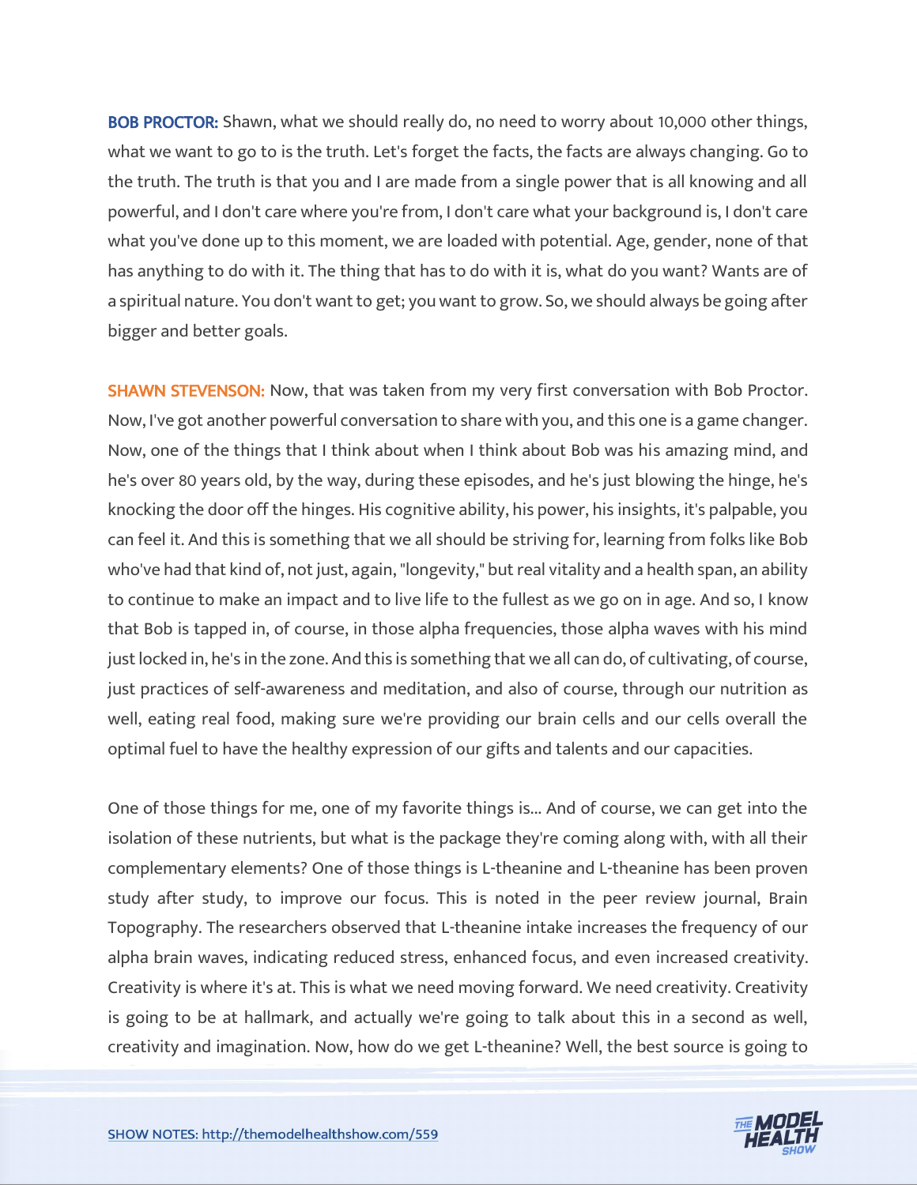**BOB PROCTOR:** Shawn, what we should really do, no need to worry about 10,000 other things, what we want to go to is the truth. Let's forget the facts, the facts are always changing. Go to the truth. The truth is that you and I are made from a single power that is all knowing and all powerful, and I don't care where you're from, I don't care what your background is, I don't care what you've done up to this moment, we are loaded with potential. Age, gender, none of that has anything to do with it. The thing that has to do with it is, what do you want? Wants are of a spiritual nature. You don't want to get; you want to grow. So, we should always be going after bigger and better goals.

**SHAWN STEVENSON:** Now, that was taken from my very first conversation with Bob Proctor. Now, I've got another powerful conversation to share with you, and this one is a game changer. Now, one of the things that I think about when I think about Bob was his amazing mind, and he's over 80 years old, by the way, during these episodes, and he's just blowing the hinge, he's knocking the door off the hinges. His cognitive ability, his power, his insights, it's palpable, you can feel it. And this is something that we all should be striving for, learning from folks like Bob who've had that kind of, not just, again, "longevity," but real vitality and a health span, an ability to continue to make an impact and to live life to the fullest as we go on in age. And so, I know that Bob is tapped in, of course, in those alpha frequencies, those alpha waves with his mind just locked in, he's in the zone. And this is something that we all can do, of cultivating, of course, just practices of self-awareness and meditation, and also of course, through our nutrition as well, eating real food, making sure we're providing our brain cells and our cells overall the optimal fuel to have the healthy expression of our gifts and talents and our capacities.

One of those things for me, one of my favorite things is... And of course, we can get into the isolation of these nutrients, but what is the package they're coming along with, with all their complementary elements? One of those things is L-theanine and L-theanine has been proven study after study, to improve our focus. This is noted in the peer review journal, Brain Topography. The researchers observed that L-theanine intake increases the frequency of our alpha brain waves, indicating reduced stress, enhanced focus, and even increased creativity. Creativity is where it's at. This is what we need moving forward. We need creativity. Creativity is going to be at hallmark, and actually we're going to talk about this in a second as well, creativity and imagination. Now, how do we get L-theanine? Well, the best source is going to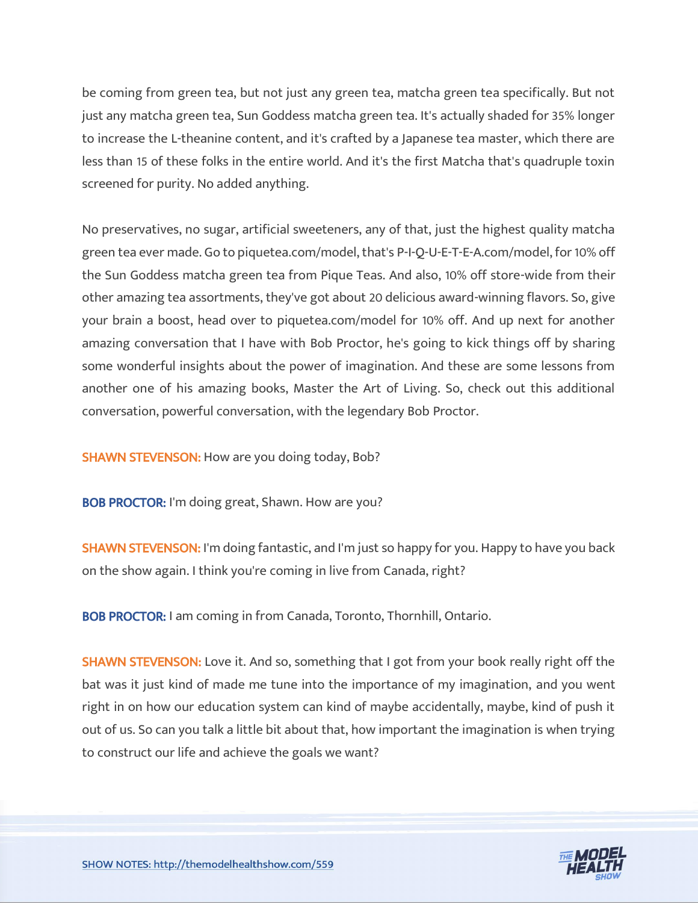be coming from green tea, but not just any green tea, matcha green tea specifically. But not just any matcha green tea, Sun Goddess matcha green tea. It's actually shaded for 35% longer to increase the L-theanine content, and it's crafted by a Japanese tea master, which there are less than 15 of these folks in the entire world. And it's the first Matcha that's quadruple toxin screened for purity. No added anything.

No preservatives, no sugar, artificial sweeteners, any of that, just the highest quality matcha green tea ever made. Go to piquetea.com/model, that's P-I-Q-U-E-T-E-A.com/model, for 10% off the Sun Goddess matcha green tea from Pique Teas. And also, 10% off store-wide from their other amazing tea assortments, they've got about 20 delicious award-winning flavors. So, give your brain a boost, head over to piquetea.com/model for 10% off. And up next for another amazing conversation that I have with Bob Proctor, he's going to kick things off by sharing some wonderful insights about the power of imagination. And these are some lessons from another one of his amazing books, Master the Art of Living. So, check out this additional conversation, powerful conversation, with the legendary Bob Proctor.

**SHAWN STEVENSON:** How are you doing today, Bob?

**BOB PROCTOR:** I'm doing great, Shawn. How are you?

**SHAWN STEVENSON:** I'm doing fantastic, and I'm just so happy for you. Happy to have you back on the show again. I think you're coming in live from Canada, right?

**BOB PROCTOR:** I am coming in from Canada, Toronto, Thornhill, Ontario.

**SHAWN STEVENSON:** Love it. And so, something that I got from your book really right off the bat was it just kind of made me tune into the importance of my imagination, and you went right in on how our education system can kind of maybe accidentally, maybe, kind of push it out of us. So can you talk a little bit about that, how important the imagination is when trying to construct our life and achieve the goals we want?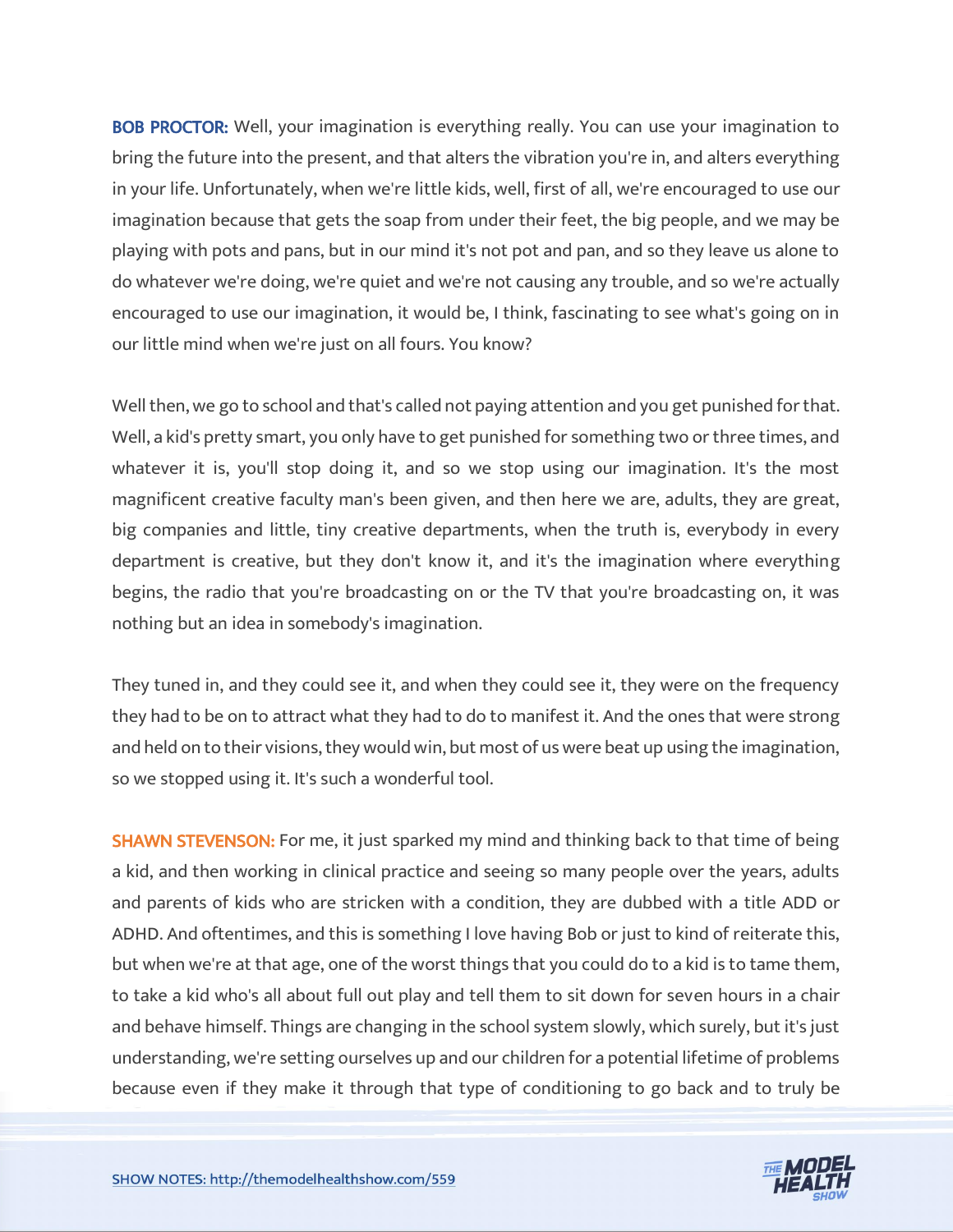**BOB PROCTOR:** Well, your imagination is everything really. You can use your imagination to bring the future into the present, and that alters the vibration you're in, and alters everything in your life. Unfortunately, when we're little kids, well, first of all, we're encouraged to use our imagination because that gets the soap from under their feet, the big people, and we may be playing with pots and pans, but in our mind it's not pot and pan, and so they leave us alone to do whatever we're doing, we're quiet and we're not causing any trouble, and so we're actually encouraged to use our imagination, it would be, I think, fascinating to see what's going on in our little mind when we're just on all fours. You know?

Well then, we go to school and that's called not paying attention and you get punished for that. Well, a kid's pretty smart, you only have to get punished for something two or three times, and whatever it is, you'll stop doing it, and so we stop using our imagination. It's the most magnificent creative faculty man's been given, and then here we are, adults, they are great, big companies and little, tiny creative departments, when the truth is, everybody in every department is creative, but they don't know it, and it's the imagination where everything begins, the radio that you're broadcasting on or the TV that you're broadcasting on, it was nothing but an idea in somebody's imagination.

They tuned in, and they could see it, and when they could see it, they were on the frequency they had to be on to attract what they had to do to manifest it. And the ones that were strong and held on to their visions, they would win, but most of us were beat up using the imagination, so we stopped using it. It's such a wonderful tool.

**SHAWN STEVENSON:** For me, it just sparked my mind and thinking back to that time of being a kid, and then working in clinical practice and seeing so many people over the years, adults and parents of kids who are stricken with a condition, they are dubbed with a title ADD or ADHD. And oftentimes, and this is something I love having Bob or just to kind of reiterate this, but when we're at that age, one of the worst things that you could do to a kid is to tame them, to take a kid who's all about full out play and tell them to sit down for seven hours in a chair and behave himself. Things are changing in the school system slowly, which surely, but it's just understanding, we're setting ourselves up and our children for a potential lifetime of problems because even if they make it through that type of conditioning to go back and to truly be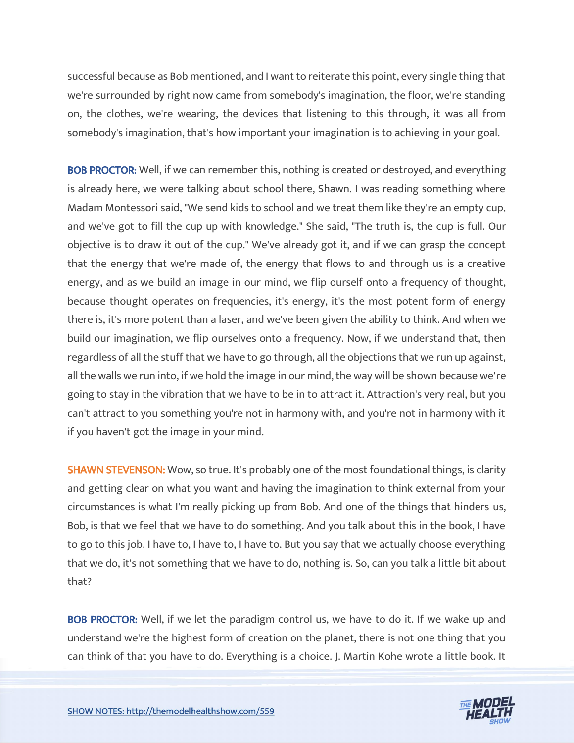successful because as Bob mentioned, and I want to reiterate this point, every single thing that we're surrounded by right now came from somebody's imagination, the floor, we're standing on, the clothes, we're wearing, the devices that listening to this through, it was all from somebody's imagination, that's how important your imagination is to achieving in your goal.

**BOB PROCTOR:** Well, if we can remember this, nothing is created or destroyed, and everything is already here, we were talking about school there, Shawn. I was reading something where Madam Montessori said, "We send kids to school and we treat them like they're an empty cup, and we've got to fill the cup up with knowledge." She said, "The truth is, the cup is full. Our objective is to draw it out of the cup." We've already got it, and if we can grasp the concept that the energy that we're made of, the energy that flows to and through us is a creative energy, and as we build an image in our mind, we flip ourself onto a frequency of thought, because thought operates on frequencies, it's energy, it's the most potent form of energy there is, it's more potent than a laser, and we've been given the ability to think. And when we build our imagination, we flip ourselves onto a frequency. Now, if we understand that, then regardless of all the stuff that we have to go through, all the objections that we run up against, all the walls we run into, if we hold the image in our mind, the way will be shown because we're going to stay in the vibration that we have to be in to attract it. Attraction's very real, but you can't attract to you something you're not in harmony with, and you're not in harmony with it if you haven't got the image in your mind.

**SHAWN STEVENSON:** Wow, so true. It's probably one of the most foundational things, is clarity and getting clear on what you want and having the imagination to think external from your circumstances is what I'm really picking up from Bob. And one of the things that hinders us, Bob, is that we feel that we have to do something. And you talk about this in the book, I have to go to this job. I have to, I have to, I have to. But you say that we actually choose everything that we do, it's not something that we have to do, nothing is. So, can you talk a little bit about that?

**BOB PROCTOR:** Well, if we let the paradigm control us, we have to do it. If we wake up and understand we're the highest form of creation on the planet, there is not one thing that you can think of that you have to do. Everything is a choice. J. Martin Kohe wrote a little book. It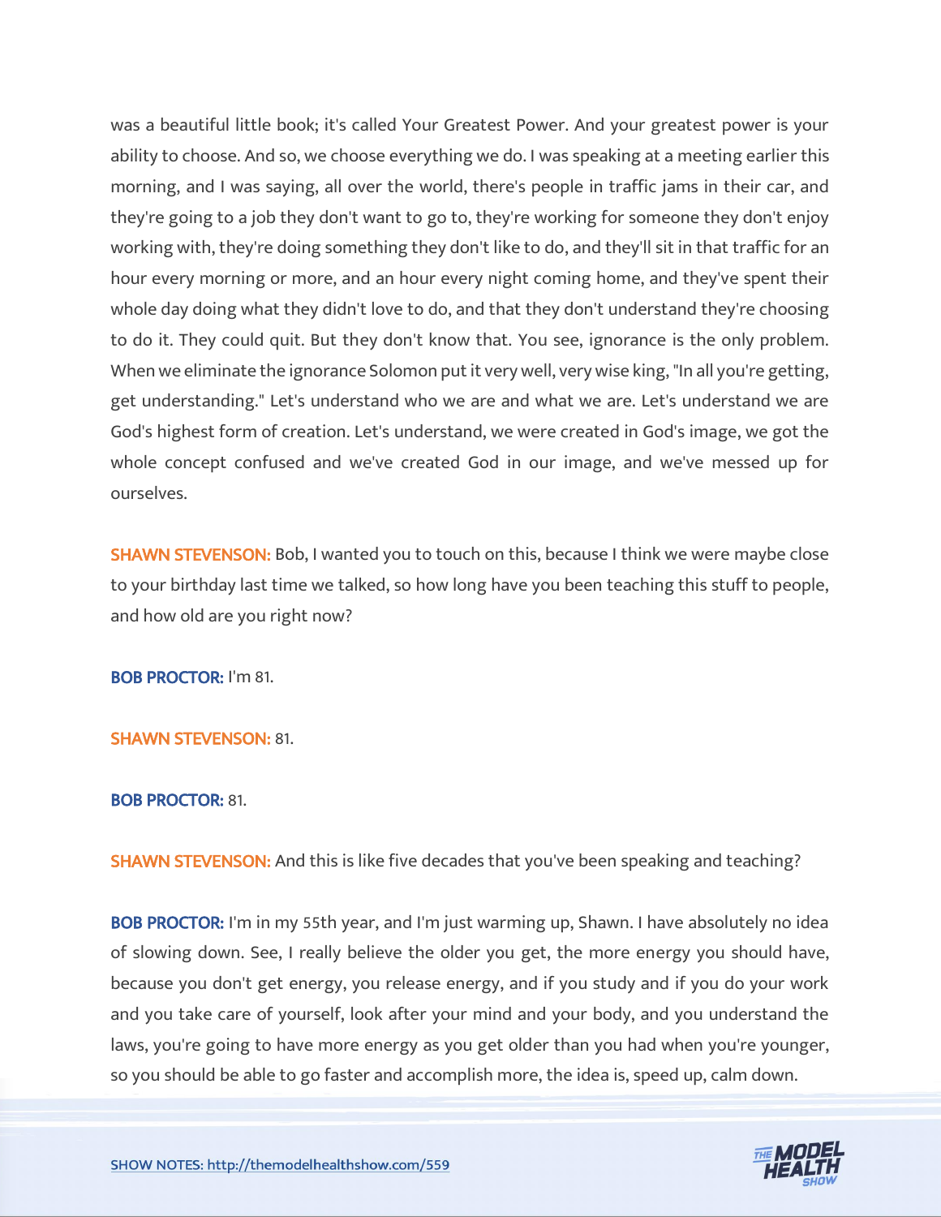was a beautiful little book; it's called Your Greatest Power. And your greatest power is your ability to choose. And so, we choose everything we do. I was speaking at a meeting earlier this morning, and I was saying, all over the world, there's people in traffic jams in their car, and they're going to a job they don't want to go to, they're working for someone they don't enjoy working with, they're doing something they don't like to do, and they'll sit in that traffic for an hour every morning or more, and an hour every night coming home, and they've spent their whole day doing what they didn't love to do, and that they don't understand they're choosing to do it. They could quit. But they don't know that. You see, ignorance is the only problem. When we eliminate the ignorance Solomon put it very well, very wise king, "In all you're getting, get understanding." Let's understand who we are and what we are. Let's understand we are God's highest form of creation. Let's understand, we were created in God's image, we got the whole concept confused and we've created God in our image, and we've messed up for ourselves.

**SHAWN STEVENSON:** Bob, I wanted you to touch on this, because I think we were maybe close to your birthday last time we talked, so how long have you been teaching this stuff to people, and how old are you right now?

**BOB PROCTOR:** I'm 81.

**SHAWN STEVENSON:** 81.

**BOB PROCTOR:** 81.

**SHAWN STEVENSON:** And this is like five decades that you've been speaking and teaching?

**BOB PROCTOR:** I'm in my 55th year, and I'm just warming up, Shawn. I have absolutely no idea of slowing down. See, I really believe the older you get, the more energy you should have, because you don't get energy, you release energy, and if you study and if you do your work and you take care of yourself, look after your mind and your body, and you understand the laws, you're going to have more energy as you get older than you had when you're younger, so you should be able to go faster and accomplish more, the idea is, speed up, calm down.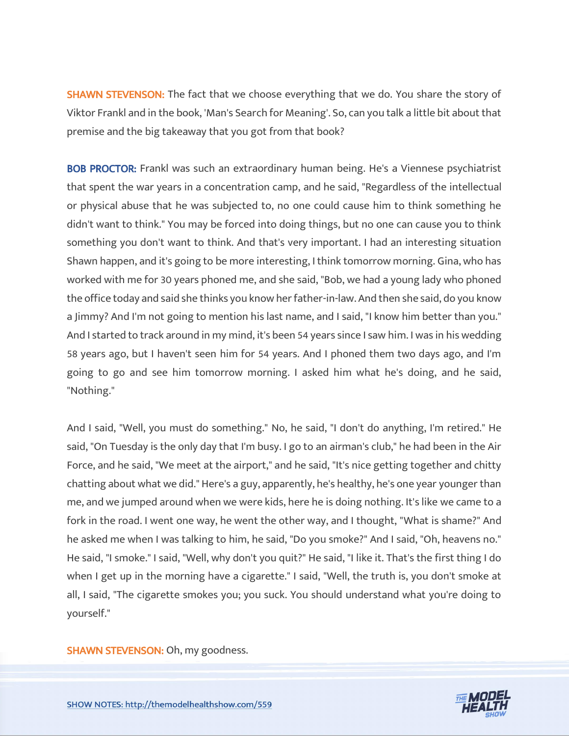**SHAWN STEVENSON:** The fact that we choose everything that we do. You share the story of Viktor Frankl and in the book, 'Man's Search for Meaning'. So, can you talk a little bit about that premise and the big takeaway that you got from that book?

**BOB PROCTOR:** Frankl was such an extraordinary human being. He's a Viennese psychiatrist that spent the war years in a concentration camp, and he said, "Regardless of the intellectual or physical abuse that he was subjected to, no one could cause him to think something he didn't want to think." You may be forced into doing things, but no one can cause you to think something you don't want to think. And that's very important. I had an interesting situation Shawn happen, and it's going to be more interesting, I think tomorrow morning. Gina, who has worked with me for 30 years phoned me, and she said, "Bob, we had a young lady who phoned the office today and said she thinks you know her father-in-law. And then she said, do you know a Jimmy? And I'm not going to mention his last name, and I said, "I know him better than you." And I started to track around in my mind, it's been 54 years since I saw him. I was in his wedding 58 years ago, but I haven't seen him for 54 years. And I phoned them two days ago, and I'm going to go and see him tomorrow morning. I asked him what he's doing, and he said, "Nothing."

And I said, "Well, you must do something." No, he said, "I don't do anything, I'm retired." He said, "On Tuesday is the only day that I'm busy. I go to an airman's club," he had been in the Air Force, and he said, "We meet at the airport," and he said, "It's nice getting together and chitty chatting about what we did." Here's a guy, apparently, he's healthy, he's one year younger than me, and we jumped around when we were kids, here he is doing nothing. It's like we came to a fork in the road. I went one way, he went the other way, and I thought, "What is shame?" And he asked me when I was talking to him, he said, "Do you smoke?" And I said, "Oh, heavens no." He said, "I smoke." I said, "Well, why don't you quit?" He said, "I like it. That's the first thing I do when I get up in the morning have a cigarette." I said, "Well, the truth is, you don't smoke at all, I said, "The cigarette smokes you; you suck. You should understand what you're doing to yourself."

**SHAWN STEVENSON:** Oh, my goodness.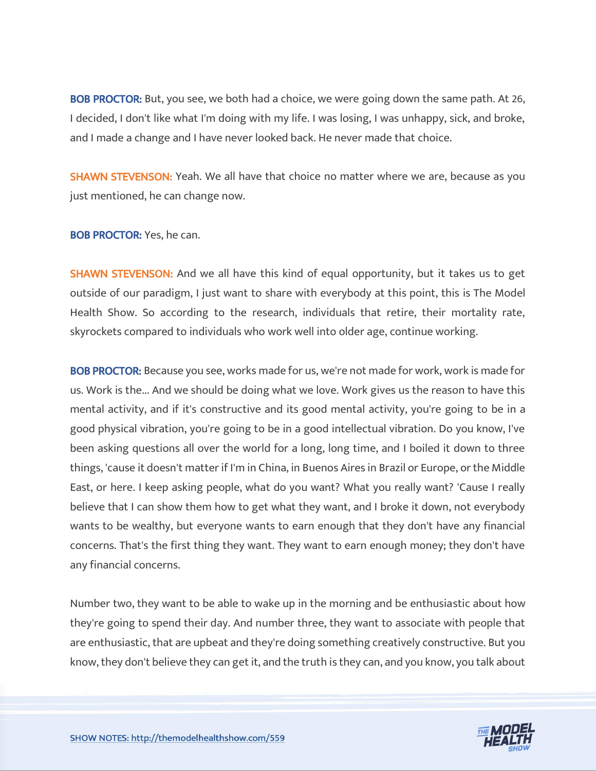**BOB PROCTOR:** But, you see, we both had a choice, we were going down the same path. At 26, I decided, I don't like what I'm doing with my life. I was losing, I was unhappy, sick, and broke, and I made a change and I have never looked back. He never made that choice.

**SHAWN STEVENSON:** Yeah. We all have that choice no matter where we are, because as you just mentioned, he can change now.

**BOB PROCTOR:** Yes, he can.

**SHAWN STEVENSON:** And we all have this kind of equal opportunity, but it takes us to get outside of our paradigm, I just want to share with everybody at this point, this is The Model Health Show. So according to the research, individuals that retire, their mortality rate, skyrockets compared to individuals who work well into older age, continue working.

**BOB PROCTOR:** Because you see, works made for us, we're not made for work, work is made for us. Work is the... And we should be doing what we love. Work gives us the reason to have this mental activity, and if it's constructive and its good mental activity, you're going to be in a good physical vibration, you're going to be in a good intellectual vibration. Do you know, I've been asking questions all over the world for a long, long time, and I boiled it down to three things, 'cause it doesn't matter if I'm in China, in Buenos Aires in Brazil or Europe, or the Middle East, or here. I keep asking people, what do you want? What you really want? 'Cause I really believe that I can show them how to get what they want, and I broke it down, not everybody wants to be wealthy, but everyone wants to earn enough that they don't have any financial concerns. That's the first thing they want. They want to earn enough money; they don't have any financial concerns.

Number two, they want to be able to wake up in the morning and be enthusiastic about how they're going to spend their day. And number three, they want to associate with people that are enthusiastic, that are upbeat and they're doing something creatively constructive. But you know, they don't believe they can get it, and the truth is they can, and you know, you talk about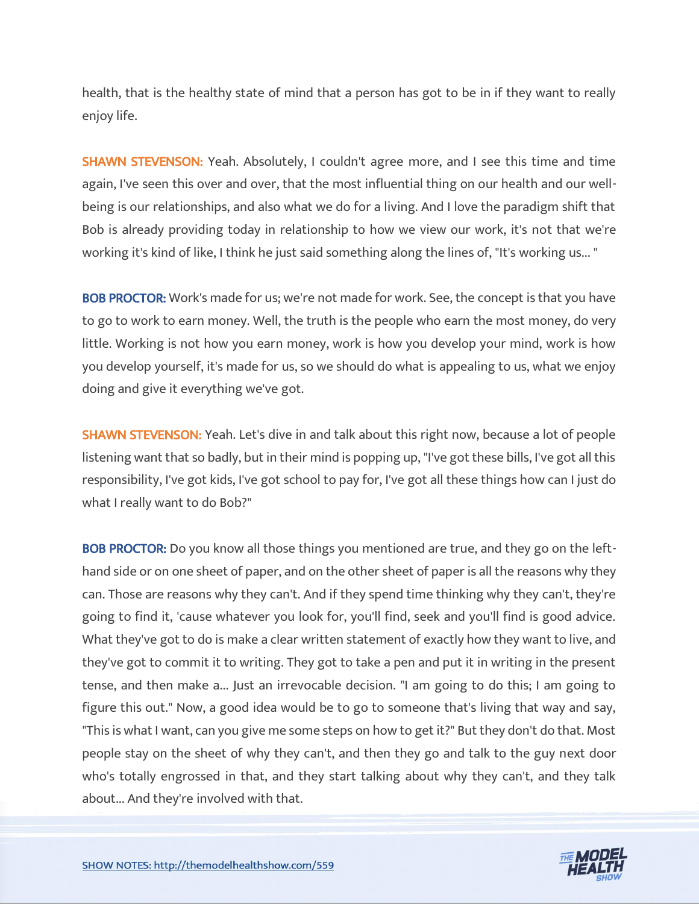health, that is the healthy state of mind that a person has got to be in if they want to really enjoy life.

**SHAWN STEVENSON:** Yeah. Absolutely, I couldn't agree more, and I see this time and time again, I've seen this over and over, that the most influential thing on our health and our well-being is our relationships, and also what we do for a living. And I love the paradigm shift that Bob is already providing today in relationship to how we view our work, it's not that we're working it's kind of like, I think he just said something along the lines of, "It's working us... "

**BOB PROCTOR:** Work's made for us; we're not made for work. See, the concept is that you have to go to work to earn money. Well, the truth is the people who earn the most money, do very little. Working is not how you earn money, work is how you develop your mind, work is how you develop yourself, it's made for us, so we should do what is appealing to us, what we enjoy doing and give it everything we've got.

**SHAWN STEVENSON:** Yeah. Let's dive in and talk about this right now, because a lot of people listening want that so badly, but in their mind is popping up, "I've got these bills, I've got all this responsibility, I've got kids, I've got school to pay for, I've got all these things how can I just do what I really want to do Bob?"

**BOB PROCTOR:** Do you know all those things you mentioned are true, and they go on the left-hand side or on one sheet of paper, and on the other sheet of paper is all the reasons why they can. Those are reasons why they can't. And if they spend time thinking why they can't, they're going to find it, 'cause whatever you look for, you'll find, seek and you'll find is good advice. What they've got to do is make a clear written statement of exactly how they want to live, and they've got to commit it to writing. They got to take a pen and put it in writing in the present tense, and then make a... Just an irrevocable decision. "I am going to do this; I am going to figure this out." Now, a good idea would be to go to someone that's living that way and say, "This is what I want, can you give me some steps on how to get it?" But they don't do that. Most people stay on the sheet of why they can't, and then they go and talk to the guy next door who's totally engrossed in that, and they start talking about why they can't, and they talk about... And they're involved with that.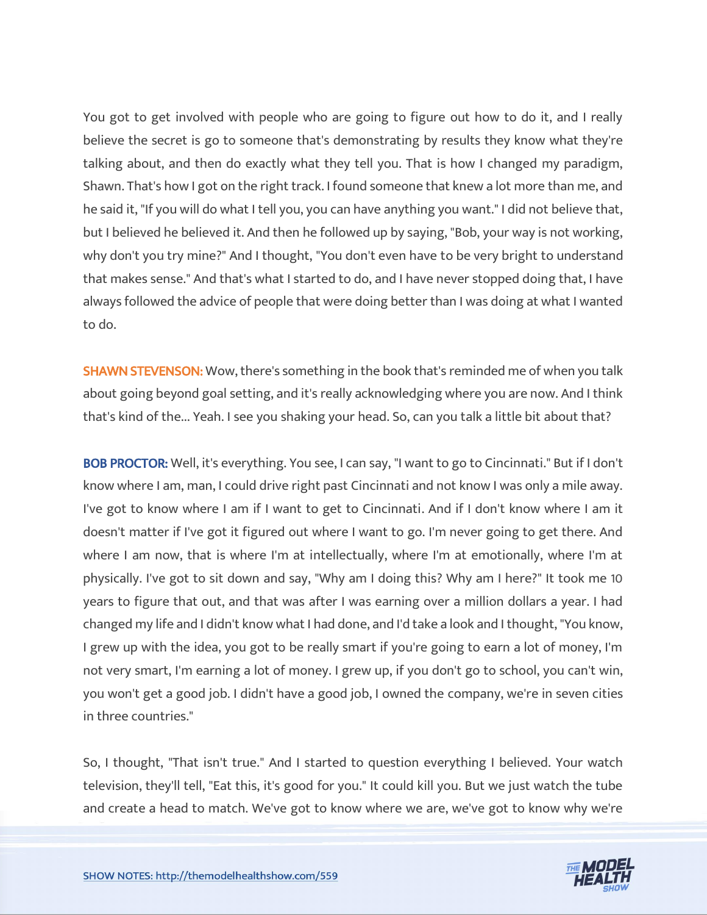You got to get involved with people who are going to figure out how to do it, and I really believe the secret is go to someone that's demonstrating by results they know what they're talking about, and then do exactly what they tell you. That is how I changed my paradigm, Shawn. That's how I got on the right track. I found someone that knew a lot more than me, and he said it, "If you will do what I tell you, you can have anything you want." I did not believe that, but I believed he believed it. And then he followed up by saying, "Bob, your way is not working, why don't you try mine?" And I thought, "You don't even have to be very bright to understand that makes sense." And that's what I started to do, and I have never stopped doing that, I have always followed the advice of people that were doing better than I was doing at what I wanted to do.

**SHAWN STEVENSON:** Wow, there's something in the book that's reminded me of when you talk about going beyond goal setting, and it's really acknowledging where you are now. And I think that's kind of the... Yeah. I see you shaking your head. So, can you talk a little bit about that?

**BOB PROCTOR:** Well, it's everything. You see, I can say, "I want to go to Cincinnati." But if I don't know where I am, man, I could drive right past Cincinnati and not know I was only a mile away. I've got to know where I am if I want to get to Cincinnati. And if I don't know where I am it doesn't matter if I've got it figured out where I want to go. I'm never going to get there. And where I am now, that is where I'm at intellectually, where I'm at emotionally, where I'm at physically. I've got to sit down and say, "Why am I doing this? Why am I here?" It took me 10 years to figure that out, and that was after I was earning over a million dollars a year. I had changed my life and I didn't know what I had done, and I'd take a look and I thought, "You know, I grew up with the idea, you got to be really smart if you're going to earn a lot of money, I'm not very smart, I'm earning a lot of money. I grew up, if you don't go to school, you can't win, you won't get a good job. I didn't have a good job, I owned the company, we're in seven cities in three countries."

So, I thought, "That isn't true." And I started to question everything I believed. Your watch television, they'll tell, "Eat this, it's good for you." It could kill you. But we just watch the tube and create a head to match. We've got to know where we are, we've got to know why we're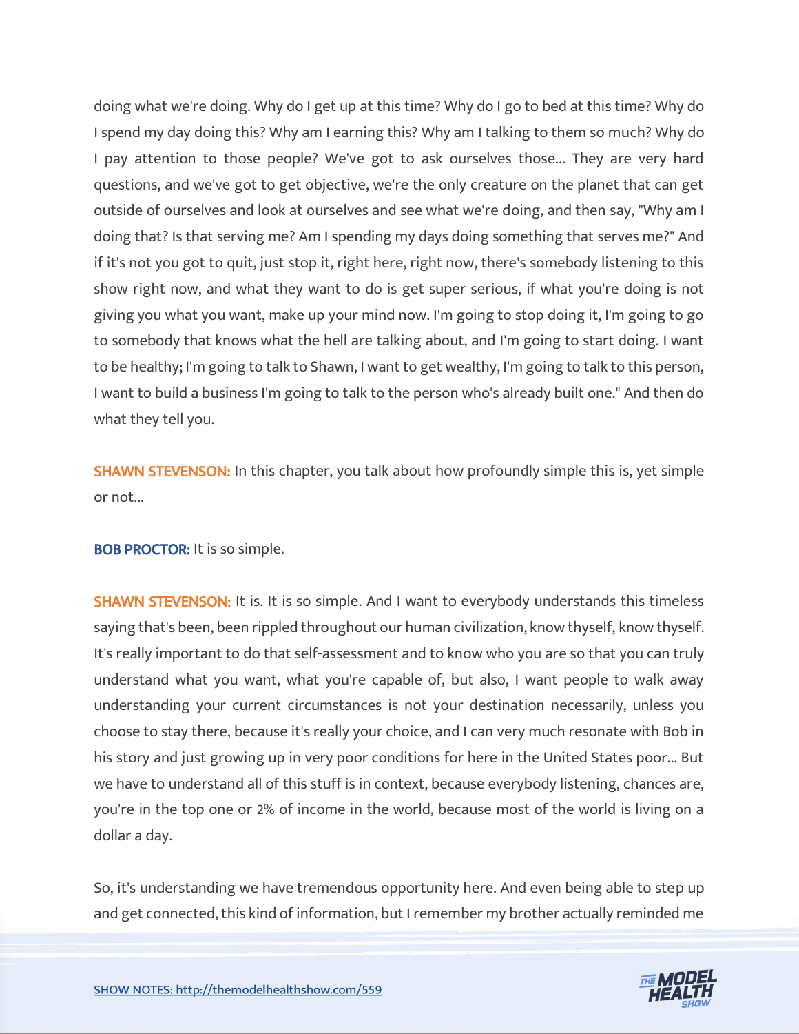doing what we're doing. Why do I get up at this time? Why do I go to bed at this time? Why do I spend my day doing this? Why am I earning this? Why am I talking to them so much? Why do I pay attention to those people? We've got to ask ourselves those... They are very hard questions, and we've got to get objective, we're the only creature on the planet that can get outside of ourselves and look at ourselves and see what we're doing, and then say, "Why am I doing that? Is that serving me? Am I spending my days doing something that serves me?" And if it's not you got to quit, just stop it, right here, right now, there's somebody listening to this show right now, and what they want to do is get super serious, if what you're doing is not giving you what you want, make up your mind now. I'm going to stop doing it, I'm going to go to somebody that knows what the hell are talking about, and I'm going to start doing. I want to be healthy; I'm going to talk to Shawn, I want to get wealthy, I'm going to talk to this person, I want to build a business I'm going to talk to the person who's already built one." And then do what they tell you.

**SHAWN STEVENSON:** In this chapter, you talk about how profoundly simple this is, yet simple or not...

**BOB PROCTOR:** It is so simple.

**SHAWN STEVENSON:** It is. It is so simple. And I want to everybody understands this timeless saying that's been, been rippled throughout our human civilization, know thyself, know thyself. It's really important to do that self-assessment and to know who you are so that you can truly understand what you want, what you're capable of, but also, I want people to walk away understanding your current circumstances is not your destination necessarily, unless you choose to stay there, because it's really your choice, and I can very much resonate with Bob in his story and just growing up in very poor conditions for here in the United States poor... But we have to understand all of this stuff is in context, because everybody listening, chances are, you're in the top one or 2% of income in the world, because most of the world is living on a dollar a day.

So, it's understanding we have tremendous opportunity here. And even being able to step up and get connected, this kind of information, but I remember my brother actually reminded me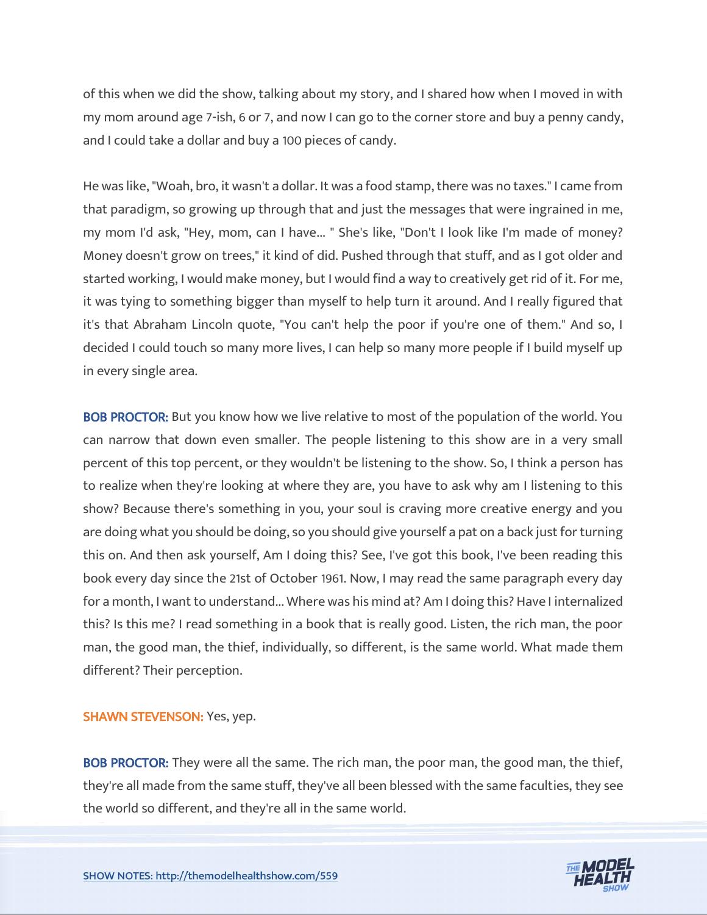of this when we did the show, talking about my story, and I shared how when I moved in with my mom around age 7-ish, 6 or 7, and now I can go to the corner store and buy a penny candy, and I could take a dollar and buy a 100 pieces of candy.

He was like, "Woah, bro, it wasn't a dollar. It was a food stamp, there was no taxes." I came from that paradigm, so growing up through that and just the messages that were ingrained in me, my mom I'd ask, "Hey, mom, can I have... " She's like, "Don't I look like I'm made of money? Money doesn't grow on trees," it kind of did. Pushed through that stuff, and as I got older and started working, I would make money, but I would find a way to creatively get rid of it. For me, it was tying to something bigger than myself to help turn it around. And I really figured that it's that Abraham Lincoln quote, "You can't help the poor if you're one of them." And so, I decided I could touch so many more lives, I can help so many more people if I build myself up in every single area.

**BOB PROCTOR:** But you know how we live relative to most of the population of the world. You can narrow that down even smaller. The people listening to this show are in a very small percent of this top percent, or they wouldn't be listening to the show. So, I think a person has to realize when they're looking at where they are, you have to ask why am I listening to this show? Because there's something in you, your soul is craving more creative energy and you are doing what you should be doing, so you should give yourself a pat on a back just for turning this on. And then ask yourself, Am I doing this? See, I've got this book, I've been reading this book every day since the 21st of October 1961. Now, I may read the same paragraph every day for a month, I want to understand... Where was his mind at? Am I doing this? Have I internalized this? Is this me? I read something in a book that is really good. Listen, the rich man, the poor man, the good man, the thief, individually, so different, is the same world. What made them different? Their perception.

**SHAWN STEVENSON:** Yes, yep.

**BOB PROCTOR:** They were all the same. The rich man, the poor man, the good man, the thief, they're all made from the same stuff, they've all been blessed with the same faculties, they see the world so different, and they're all in the same world.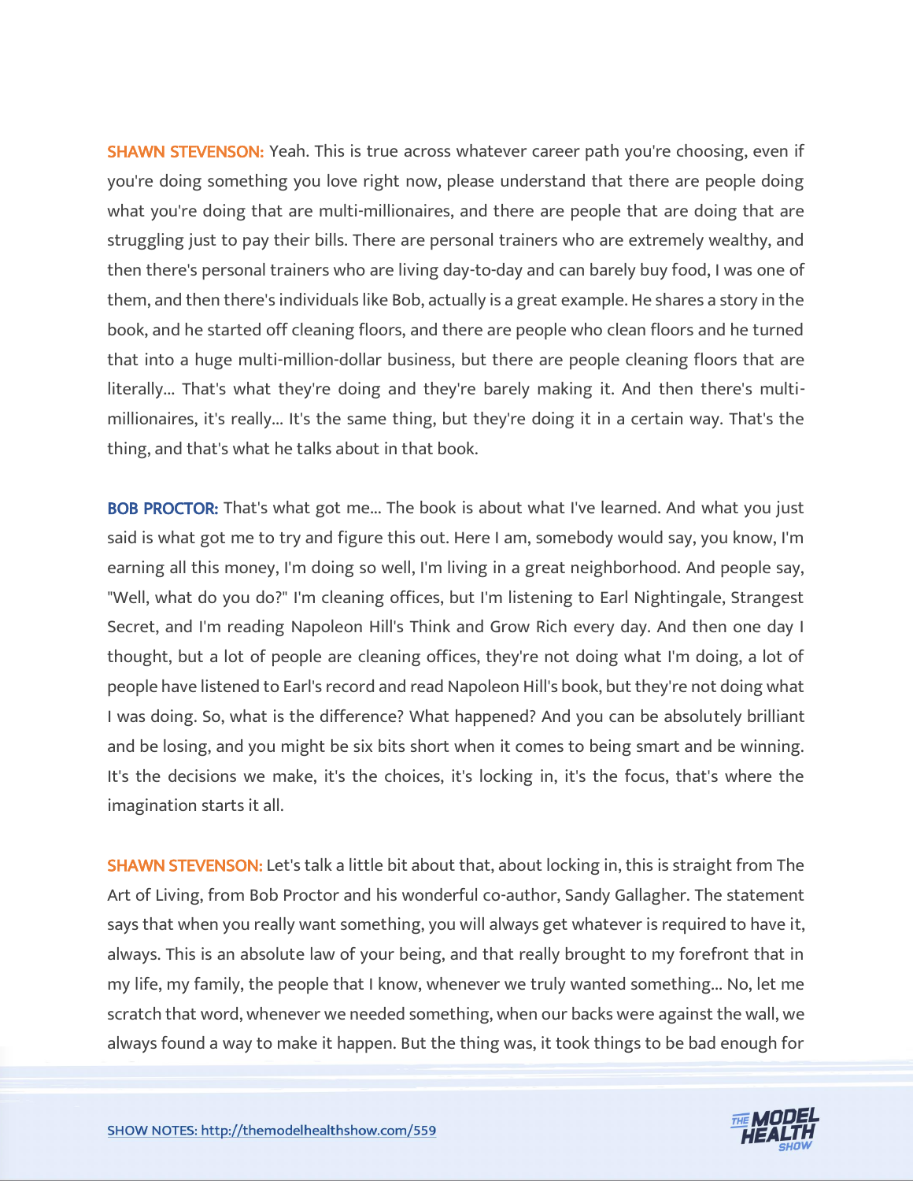**SHAWN STEVENSON:** Yeah. This is true across whatever career path you're choosing, even if you're doing something you love right now, please understand that there are people doing what you're doing that are multi-millionaires, and there are people that are doing that are struggling just to pay their bills. There are personal trainers who are extremely wealthy, and then there's personal trainers who are living day-to-day and can barely buy food, I was one of them, and then there's individuals like Bob, actually is a great example. He shares a story in the book, and he started off cleaning floors, and there are people who clean floors and he turned that into a huge multi-million-dollar business, but there are people cleaning floors that are literally... That's what they're doing and they're barely making it. And then there's multi-millionaires, it's really... It's the same thing, but they're doing it in a certain way. That's the thing, and that's what he talks about in that book.

**BOB PROCTOR:** That's what got me... The book is about what I've learned. And what you just said is what got me to try and figure this out. Here I am, somebody would say, you know, I'm earning all this money, I'm doing so well, I'm living in a great neighborhood. And people say, "Well, what do you do?" I'm cleaning offices, but I'm listening to Earl Nightingale, Strangest Secret, and I'm reading Napoleon Hill's Think and Grow Rich every day. And then one day I thought, but a lot of people are cleaning offices, they're not doing what I'm doing, a lot of people have listened to Earl's record and read Napoleon Hill's book, but they're not doing what I was doing. So, what is the difference? What happened? And you can be absolutely brilliant and be losing, and you might be six bits short when it comes to being smart and be winning. It's the decisions we make, it's the choices, it's locking in, it's the focus, that's where the imagination starts it all.

**SHAWN STEVENSON:** Let's talk a little bit about that, about locking in, this is straight from The Art of Living, from Bob Proctor and his wonderful co-author, Sandy Gallagher. The statement says that when you really want something, you will always get whatever is required to have it, always. This is an absolute law of your being, and that really brought to my forefront that in my life, my family, the people that I know, whenever we truly wanted something... No, let me scratch that word, whenever we needed something, when our backs were against the wall, we always found a way to make it happen. But the thing was, it took things to be bad enough for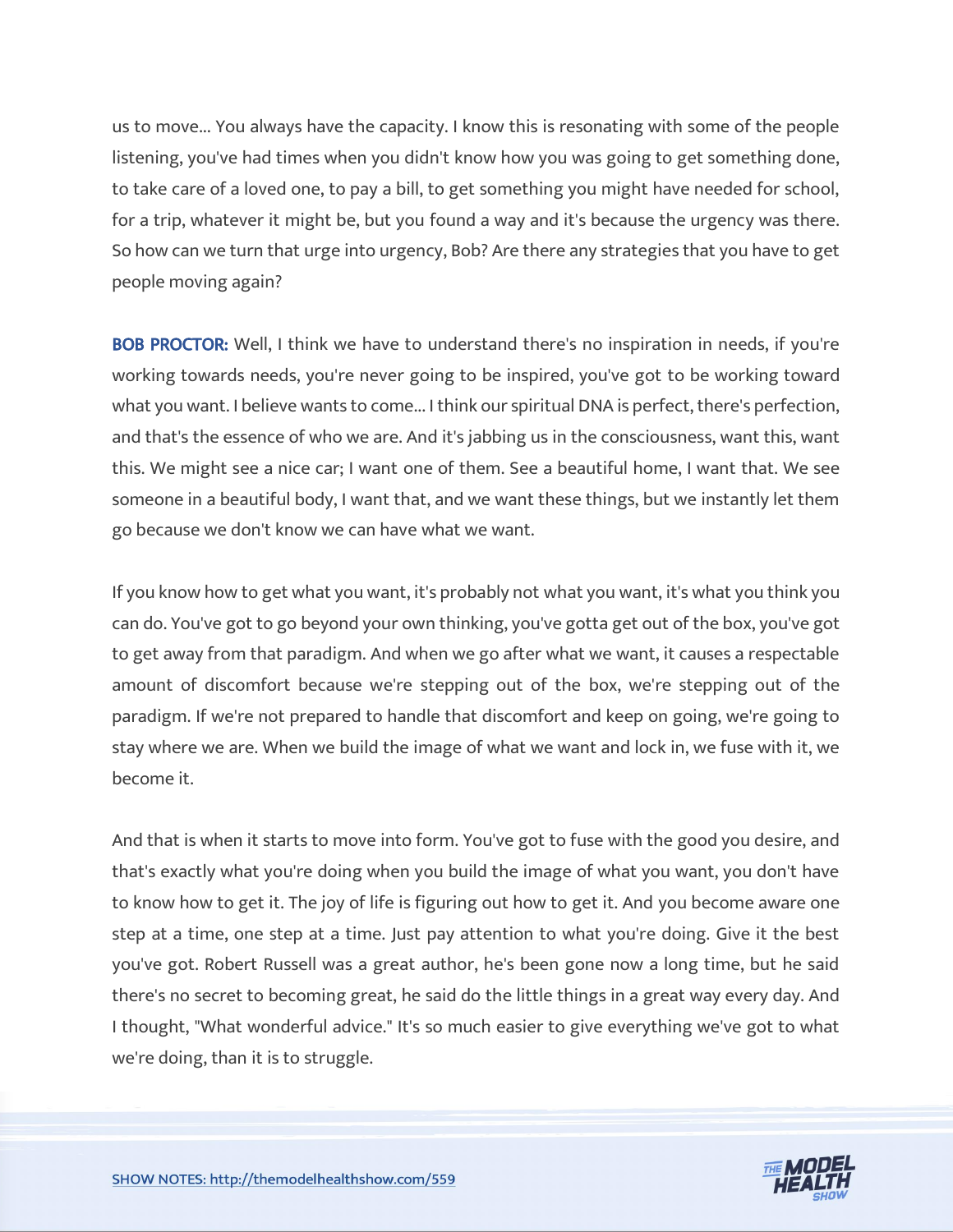us to move... You always have the capacity. I know this is resonating with some of the people listening, you've had times when you didn't know how you was going to get something done, to take care of a loved one, to pay a bill, to get something you might have needed for school, for a trip, whatever it might be, but you found a way and it's because the urgency was there. So how can we turn that urge into urgency, Bob? Are there any strategies that you have to get people moving again?

**BOB PROCTOR:** Well, I think we have to understand there's no inspiration in needs, if you're working towards needs, you're never going to be inspired, you've got to be working toward what you want. I believe wants to come... I think our spiritual DNA is perfect, there's perfection, and that's the essence of who we are. And it's jabbing us in the consciousness, want this, want this. We might see a nice car; I want one of them. See a beautiful home, I want that. We see someone in a beautiful body, I want that, and we want these things, but we instantly let them go because we don't know we can have what we want.

If you know how to get what you want, it's probably not what you want, it's what you think you can do. You've got to go beyond your own thinking, you've gotta get out of the box, you've got to get away from that paradigm. And when we go after what we want, it causes a respectable amount of discomfort because we're stepping out of the box, we're stepping out of the paradigm. If we're not prepared to handle that discomfort and keep on going, we're going to stay where we are. When we build the image of what we want and lock in, we fuse with it, we become it.

And that is when it starts to move into form. You've got to fuse with the good you desire, and that's exactly what you're doing when you build the image of what you want, you don't have to know how to get it. The joy of life is figuring out how to get it. And you become aware one step at a time, one step at a time. Just pay attention to what you're doing. Give it the best you've got. Robert Russell was a great author, he's been gone now a long time, but he said there's no secret to becoming great, he said do the little things in a great way every day. And I thought, "What wonderful advice." It's so much easier to give everything we've got to what we're doing, than it is to struggle.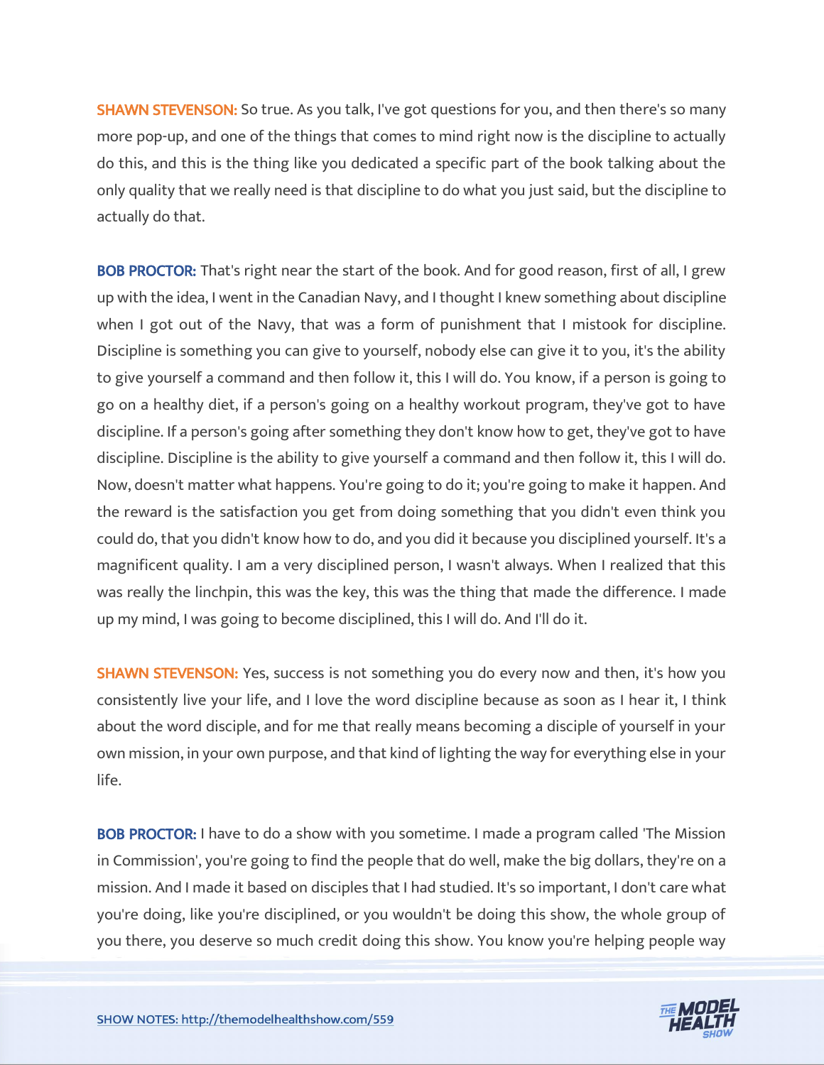**SHAWN STEVENSON:** So true. As you talk, I've got questions for you, and then there's so many more pop-up, and one of the things that comes to mind right now is the discipline to actually do this, and this is the thing like you dedicated a specific part of the book talking about the only quality that we really need is that discipline to do what you just said, but the discipline to actually do that.

**BOB PROCTOR:** That's right near the start of the book. And for good reason, first of all, I grew up with the idea, I went in the Canadian Navy, and I thought I knew something about discipline when I got out of the Navy, that was a form of punishment that I mistook for discipline. Discipline is something you can give to yourself, nobody else can give it to you, it's the ability to give yourself a command and then follow it, this I will do. You know, if a person is going to go on a healthy diet, if a person's going on a healthy workout program, they've got to have discipline. If a person's going after something they don't know how to get, they've got to have discipline. Discipline is the ability to give yourself a command and then follow it, this I will do. Now, doesn't matter what happens. You're going to do it; you're going to make it happen. And the reward is the satisfaction you get from doing something that you didn't even think you could do, that you didn't know how to do, and you did it because you disciplined yourself. It's a magnificent quality. I am a very disciplined person, I wasn't always. When I realized that this was really the linchpin, this was the key, this was the thing that made the difference. I made up my mind, I was going to become disciplined, this I will do. And I'll do it.

**SHAWN STEVENSON:** Yes, success is not something you do every now and then, it's how you consistently live your life, and I love the word discipline because as soon as I hear it, I think about the word disciple, and for me that really means becoming a disciple of yourself in your own mission, in your own purpose, and that kind of lighting the way for everything else in your life.

**BOB PROCTOR:** I have to do a show with you sometime. I made a program called 'The Mission in Commission', you're going to find the people that do well, make the big dollars, they're on a mission. And I made it based on disciples that I had studied. It's so important, I don't care what you're doing, like you're disciplined, or you wouldn't be doing this show, the whole group of you there, you deserve so much credit doing this show. You know you're helping people way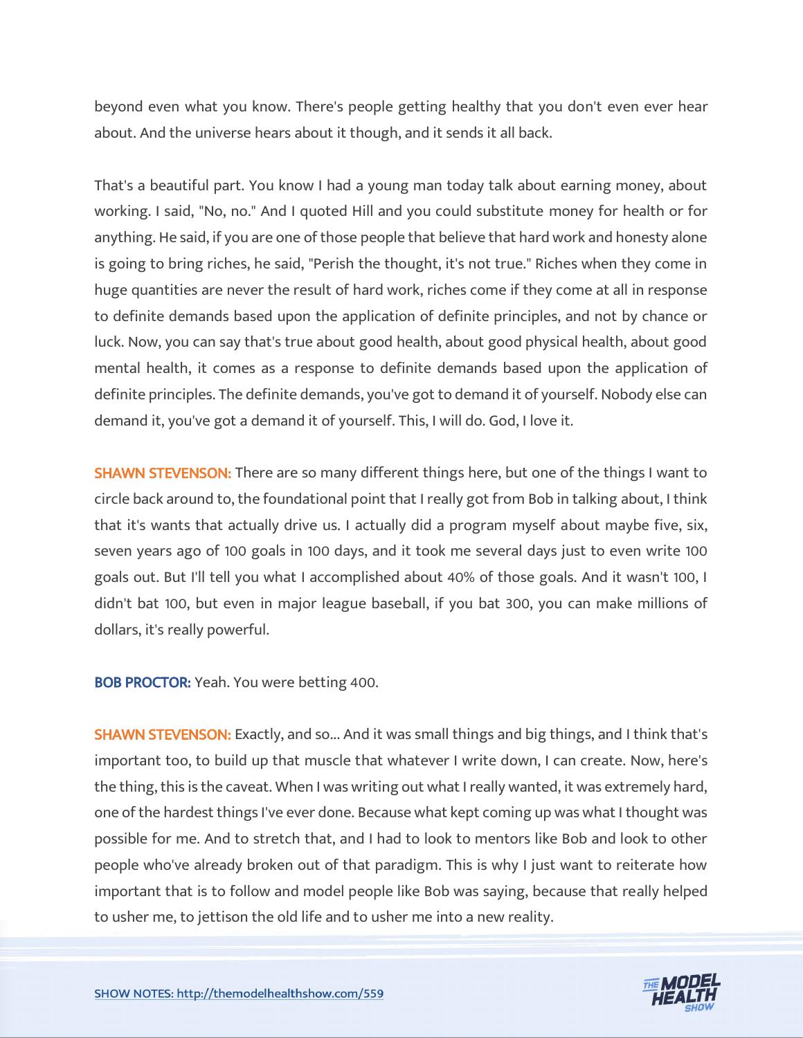beyond even what you know. There's people getting healthy that you don't even ever hear about. And the universe hears about it though, and it sends it all back.

That's a beautiful part. You know I had a young man today talk about earning money, about working. I said, "No, no." And I quoted Hill and you could substitute money for health or for anything. He said, if you are one of those people that believe that hard work and honesty alone is going to bring riches, he said, "Perish the thought, it's not true." Riches when they come in huge quantities are never the result of hard work, riches come if they come at all in response to definite demands based upon the application of definite principles, and not by chance or luck. Now, you can say that's true about good health, about good physical health, about good mental health, it comes as a response to definite demands based upon the application of definite principles. The definite demands, you've got to demand it of yourself. Nobody else can demand it, you've got a demand it of yourself. This, I will do. God, I love it.

**SHAWN STEVENSON:** There are so many different things here, but one of the things I want to circle back around to, the foundational point that I really got from Bob in talking about, I think that it's wants that actually drive us. I actually did a program myself about maybe five, six, seven years ago of 100 goals in 100 days, and it took me several days just to even write 100 goals out. But I'll tell you what I accomplished about 40% of those goals. And it wasn't 100, I didn't bat 100, but even in major league baseball, if you bat 300, you can make millions of dollars, it's really powerful.

**BOB PROCTOR:** Yeah. You were betting 400.

**SHAWN STEVENSON:** Exactly, and so... And it was small things and big things, and I think that's important too, to build up that muscle that whatever I write down, I can create. Now, here's the thing, this is the caveat. When I was writing out what I really wanted, it was extremely hard, one of the hardest things I've ever done. Because what kept coming up was what I thought was possible for me. And to stretch that, and I had to look to mentors like Bob and look to other people who've already broken out of that paradigm. This is why I just want to reiterate how important that is to follow and model people like Bob was saying, because that really helped to usher me, to jettison the old life and to usher me into a new reality.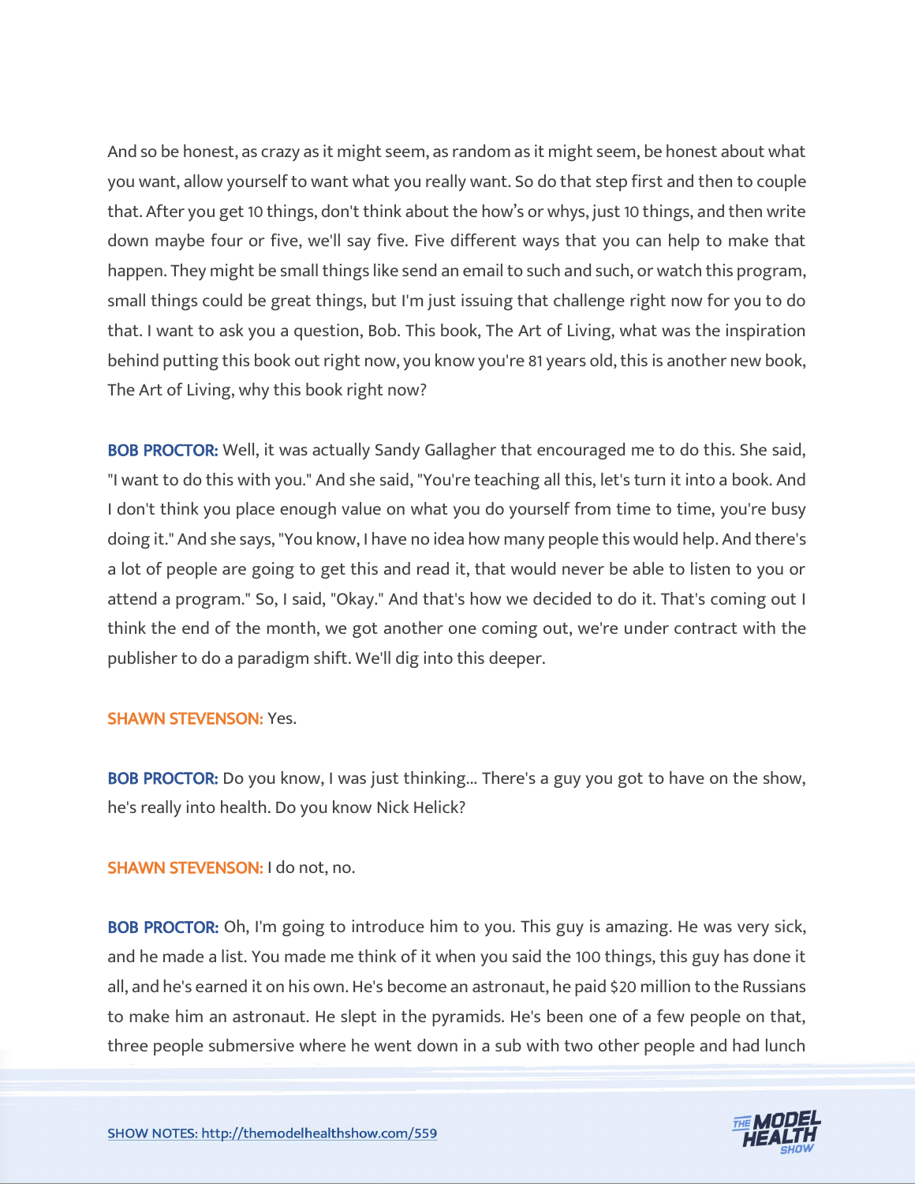And so be honest, as crazy as it might seem, as random as it might seem, be honest about what you want, allow yourself to want what you really want. So do that step first and then to couple that. After you get 10 things, don't think about the how's or whys, just 10 things, and then write down maybe four or five, we'll say five. Five different ways that you can help to make that happen. They might be small things like send an email to such and such, or watch this program, small things could be great things, but I'm just issuing that challenge right now for you to do that. I want to ask you a question, Bob. This book, The Art of Living, what was the inspiration behind putting this book out right now, you know you're 81 years old, this is another new book, The Art of Living, why this book right now?

**BOB PROCTOR:** Well, it was actually Sandy Gallagher that encouraged me to do this. She said, "I want to do this with you." And she said, "You're teaching all this, let's turn it into a book. And I don't think you place enough value on what you do yourself from time to time, you're busy doing it." And she says, "You know, I have no idea how many people this would help. And there's a lot of people are going to get this and read it, that would never be able to listen to you or attend a program." So, I said, "Okay." And that's how we decided to do it. That's coming out I think the end of the month, we got another one coming out, we're under contract with the publisher to do a paradigm shift. We'll dig into this deeper.

**SHAWN STEVENSON:** Yes.

**BOB PROCTOR:** Do you know, I was just thinking... There's a guy you got to have on the show, he's really into health. Do you know Nick Helick?

**SHAWN STEVENSON:** I do not, no.

**BOB PROCTOR:** Oh, I'm going to introduce him to you. This guy is amazing. He was very sick, and he made a list. You made me think of it when you said the 100 things, this guy has done it all, and he's earned it on his own. He's become an astronaut, he paid $20 million to the Russians to make him an astronaut. He slept in the pyramids. He's been one of a few people on that, three people submersive where he went down in a sub with two other people and had lunch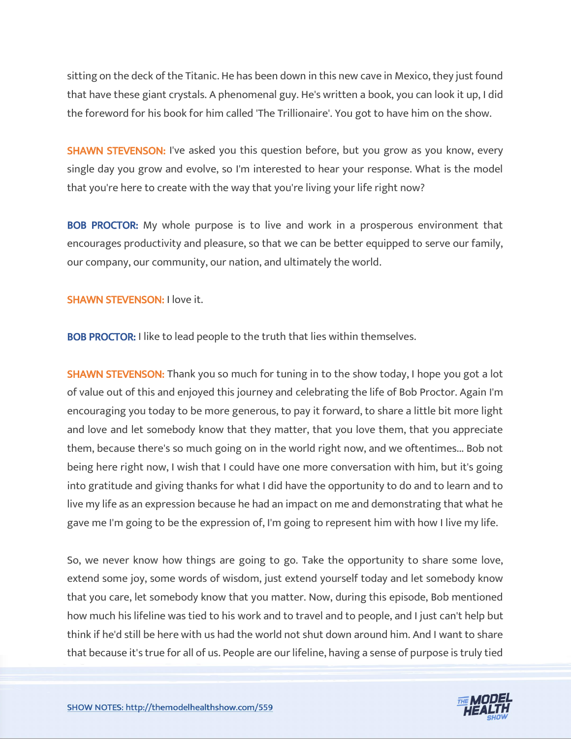sitting on the deck of the Titanic. He has been down in this new cave in Mexico, they just found that have these giant crystals. A phenomenal guy. He's written a book, you can look it up, I did the foreword for his book for him called 'The Trillionaire'. You got to have him on the show.

**SHAWN STEVENSON:** I've asked you this question before, but you grow as you know, every single day you grow and evolve, so I'm interested to hear your response. What is the model that you're here to create with the way that you're living your life right now?

**BOB PROCTOR:** My whole purpose is to live and work in a prosperous environment that encourages productivity and pleasure, so that we can be better equipped to serve our family, our company, our community, our nation, and ultimately the world.

**SHAWN STEVENSON:** I love it.

**BOB PROCTOR:** I like to lead people to the truth that lies within themselves.

**SHAWN STEVENSON:** Thank you so much for tuning in to the show today, I hope you got a lot of value out of this and enjoyed this journey and celebrating the life of Bob Proctor. Again I'm encouraging you today to be more generous, to pay it forward, to share a little bit more light and love and let somebody know that they matter, that you love them, that you appreciate them, because there's so much going on in the world right now, and we oftentimes... Bob not being here right now, I wish that I could have one more conversation with him, but it's going into gratitude and giving thanks for what I did have the opportunity to do and to learn and to live my life as an expression because he had an impact on me and demonstrating that what he gave me I'm going to be the expression of, I'm going to represent him with how I live my life.

So, we never know how things are going to go. Take the opportunity to share some love, extend some joy, some words of wisdom, just extend yourself today and let somebody know that you care, let somebody know that you matter. Now, during this episode, Bob mentioned how much his lifeline was tied to his work and to travel and to people, and I just can't help but think if he'd still be here with us had the world not shut down around him. And I want to share that because it's true for all of us. People are our lifeline, having a sense of purpose is truly tied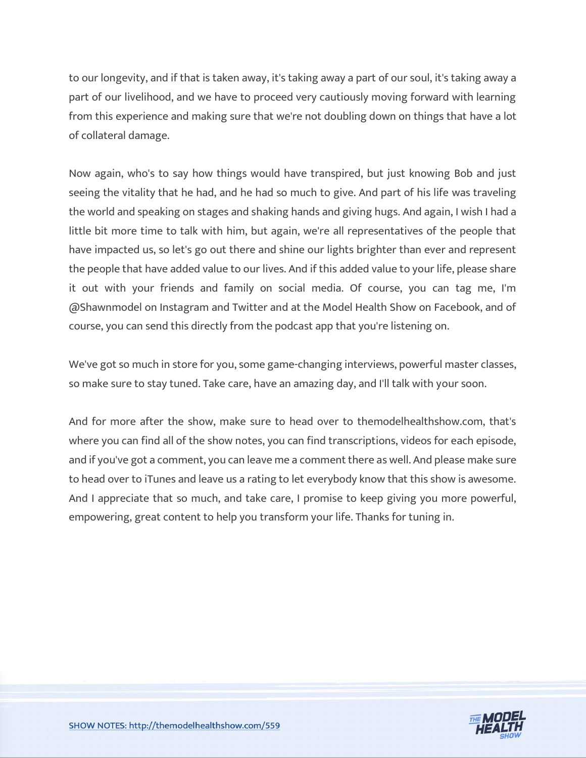to our longevity, and if that is taken away, it's taking away a part of our soul, it's taking away a part of our livelihood, and we have to proceed very cautiously moving forward with learning from this experience and making sure that we're not doubling down on things that have a lot of collateral damage.

Now again, who's to say how things would have transpired, but just knowing Bob and just seeing the vitality that he had, and he had so much to give. And part of his life was traveling the world and speaking on stages and shaking hands and giving hugs. And again, I wish I had a little bit more time to talk with him, but again, we're all representatives of the people that have impacted us, so let's go out there and shine our lights brighter than ever and represent the people that have added value to our lives. And if this added value to your life, please share it out with your friends and family on social media. Of course, you can tag me, I'm @Shawnmodel on Instagram and Twitter and at the Model Health Show on Facebook, and of course, you can send this directly from the podcast app that you're listening on.

We've got so much in store for you, some game-changing interviews, powerful master classes, so make sure to stay tuned. Take care, have an amazing day, and I'll talk with your soon.

And for more after the show, make sure to head over to themodelhealthshow.com, that's where you can find all of the show notes, you can find transcriptions, videos for each episode, and if you've got a comment, you can leave me a comment there as well. And please make sure to head over to iTunes and leave us a rating to let everybody know that this show is awesome. And I appreciate that so much, and take care, I promise to keep giving you more powerful, empowering, great content to help you transform your life. Thanks for tuning in.